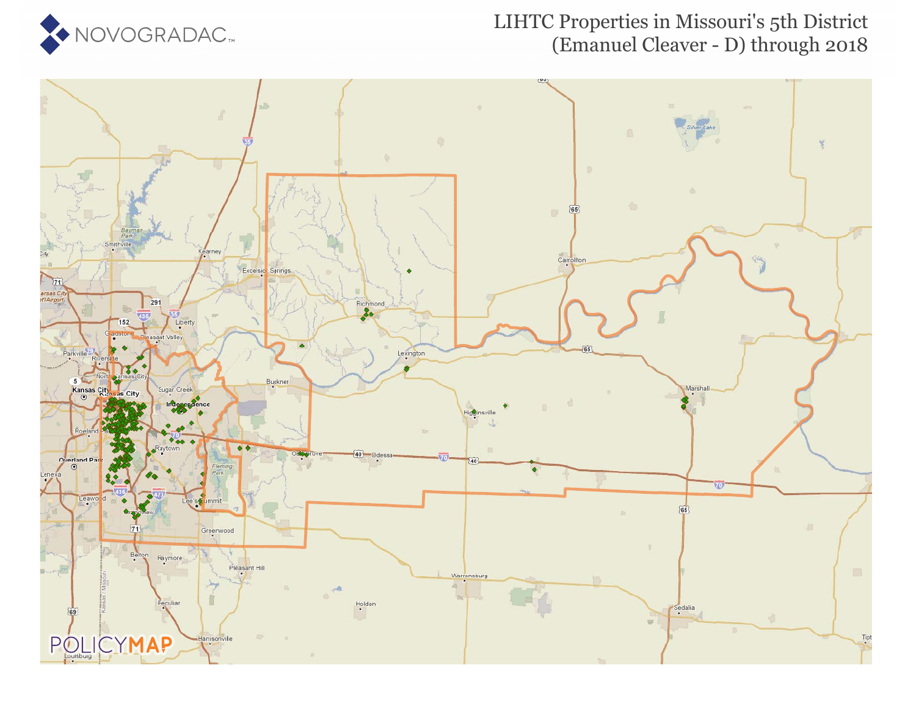# LIHTC Properties in Missouri's 5th District (Emanuel Cleaver - D) through 2018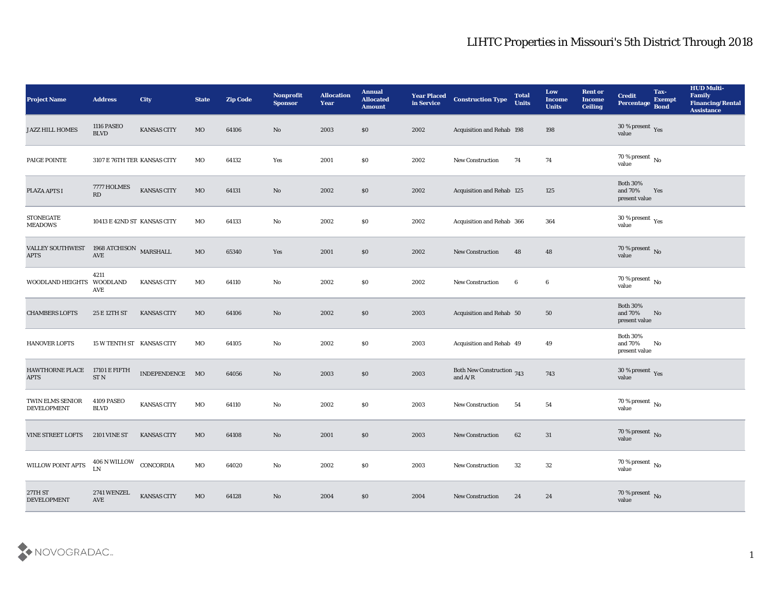# LIHTC Properties in Missouri's 5th District Through 2018

| Project Name | Address | City | State | Zip Code | Nonprofit Sponsor | Allocation Year | Annual Allocated Amount | Year Placed in Service | Construction Type | Total Units | Low Income Units | Rent or Income Ceiling | Credit Percentage | Tax-Exempt Bond | HUD Multi-Family Financing/Rental Assistance |
|---|---|---|---|---|---|---|---|---|---|---|---|---|---|---|---|
| JAZZ HILL HOMES | 1116 PASEO BLVD | KANSAS CITY | MO | 64106 | No | 2003 | $0 | 2002 | Acquisition and Rehab | 198 | 198 | | 30 % present value | Yes | |
| PAIGE POINTE | 3107 E 76TH TER | KANSAS CITY | MO | 64132 | Yes | 2001 | $0 | 2002 | New Construction | 74 | 74 | | 70 % present value | No | |
| PLAZA APTS I | 7777 HOLMES RD | KANSAS CITY | MO | 64131 | No | 2002 | $0 | 2002 | Acquisition and Rehab | 125 | 125 | | Both 30% and 70% present value | Yes | |
| STONEGATE MEADOWS | 10413 E 42ND ST | KANSAS CITY | MO | 64133 | No | 2002 | $0 | 2002 | Acquisition and Rehab | 366 | 364 | | 30 % present value | Yes | |
| VALLEY SOUTHWEST APTS | 1968 ATCHISON AVE | MARSHALL | MO | 65340 | Yes | 2001 | $0 | 2002 | New Construction | 48 | 48 | | 70 % present value | No | |
| WOODLAND HEIGHTS | 4211 WOODLAND AVE | KANSAS CITY | MO | 64110 | No | 2002 | $0 | 2002 | New Construction | 6 | 6 | | 70 % present value | No | |
| CHAMBERS LOFTS | 25 E 12TH ST | KANSAS CITY | MO | 64106 | No | 2002 | $0 | 2003 | Acquisition and Rehab | 50 | 50 | | Both 30% and 70% present value | No | |
| HANOVER LOFTS | 15 W TENTH ST | KANSAS CITY | MO | 64105 | No | 2002 | $0 | 2003 | Acquisition and Rehab | 49 | 49 | | Both 30% and 70% present value | No | |
| HAWTHORNE PLACE APTS | 17101 E FIFTH ST N | INDEPENDENCE | MO | 64056 | No | 2003 | $0 | 2003 | Both New Construction and A/R | 743 | 743 | | 30 % present value | Yes | |
| TWIN ELMS SENIOR DEVELOPMENT | 4109 PASEO BLVD | KANSAS CITY | MO | 64110 | No | 2002 | $0 | 2003 | New Construction | 54 | 54 | | 70 % present value | No | |
| VINE STREET LOFTS | 2101 VINE ST | KANSAS CITY | MO | 64108 | No | 2001 | $0 | 2003 | New Construction | 62 | 31 | | 70 % present value | No | |
| WILLOW POINT APTS | 406 N WILLOW LN | CONCORDIA | MO | 64020 | No | 2002 | $0 | 2003 | New Construction | 32 | 32 | | 70 % present value | No | |
| 27TH ST DEVELOPMENT | 2741 WENZEL AVE | KANSAS CITY | MO | 64128 | No | 2004 | $0 | 2004 | New Construction | 24 | 24 | | 70 % present value | No | |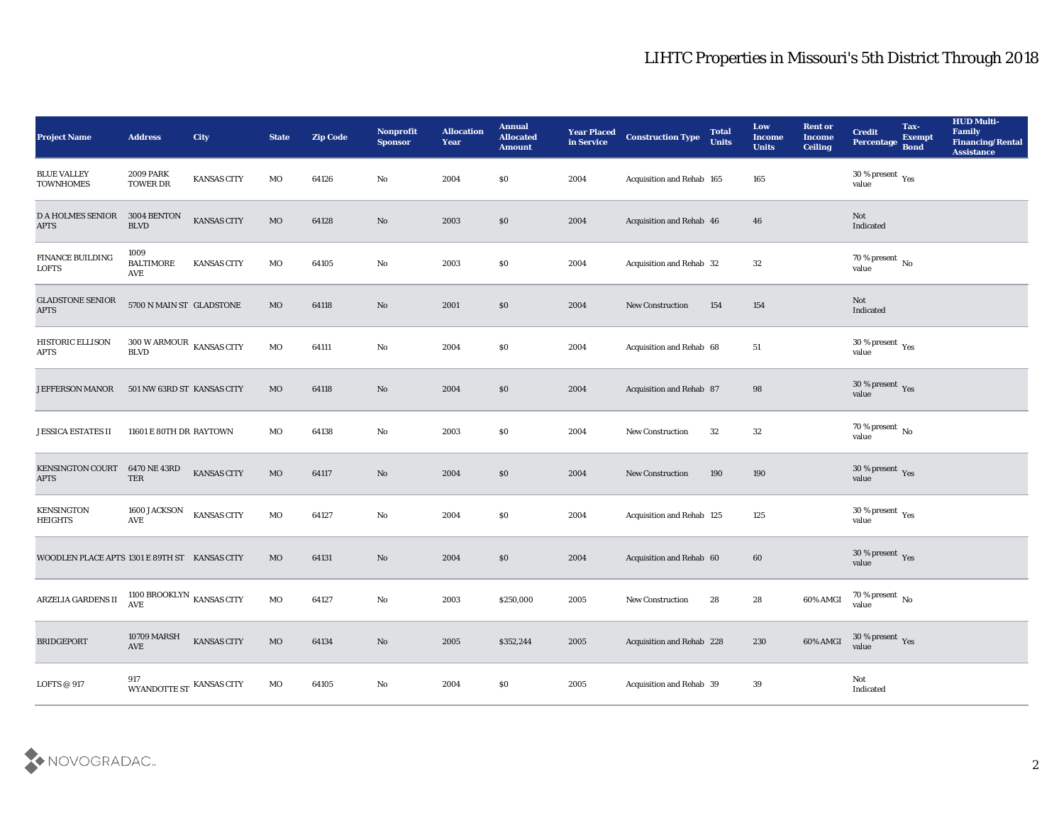# LIHTC Properties in Missouri's 5th District Through 2018

| Project Name | Address | City | State | Zip Code | Nonprofit Sponsor | Allocation Year | Annual Allocated Amount | Year Placed in Service | Construction Type | Total Units | Low Income Units | Rent or Income Ceiling | Credit Percentage | Tax-Exempt Bond | HUD Multi-Family Financing/Rental Assistance |
|---|---|---|---|---|---|---|---|---|---|---|---|---|---|---|---|
| BLUE VALLEY TOWNHOMES | 2009 PARK TOWER DR | KANSAS CITY | MO | 64126 | No | 2004 | $0 | 2004 | Acquisition and Rehab | 165 | 165 | | 30 % present value | Yes | |
| D A HOLMES SENIOR APTS | 3004 BENTON BLVD | KANSAS CITY | MO | 64128 | No | 2003 | $0 | 2004 | Acquisition and Rehab | 46 | 46 | | Not Indicated | | |
| FINANCE BUILDING LOFTS | 1009 BALTIMORE AVE | KANSAS CITY | MO | 64105 | No | 2003 | $0 | 2004 | Acquisition and Rehab | 32 | 32 | | 70 % present value | No | |
| GLADSTONE SENIOR APTS | 5700 N MAIN ST | GLADSTONE | MO | 64118 | No | 2001 | $0 | 2004 | New Construction | 154 | 154 | | Not Indicated | | |
| HISTORIC ELLISON APTS | 300 W ARMOUR BLVD | KANSAS CITY | MO | 64111 | No | 2004 | $0 | 2004 | Acquisition and Rehab | 68 | 51 | | 30 % present value | Yes | |
| JEFFERSON MANOR | 501 NW 63RD ST | KANSAS CITY | MO | 64118 | No | 2004 | $0 | 2004 | Acquisition and Rehab | 87 | 98 | | 30 % present value | Yes | |
| JESSICA ESTATES II | 11601 E 80TH DR | RAYTOWN | MO | 64138 | No | 2003 | $0 | 2004 | New Construction | 32 | 32 | | 70 % present value | No | |
| KENSINGTON COURT APTS | 6470 NE 43RD TER | KANSAS CITY | MO | 64117 | No | 2004 | $0 | 2004 | New Construction | 190 | 190 | | 30 % present value | Yes | |
| KENSINGTON HEIGHTS | 1600 JACKSON AVE | KANSAS CITY | MO | 64127 | No | 2004 | $0 | 2004 | Acquisition and Rehab | 125 | 125 | | 30 % present value | Yes | |
| WOODLEN PLACE APTS | 1301 E 89TH ST | KANSAS CITY | MO | 64131 | No | 2004 | $0 | 2004 | Acquisition and Rehab | 60 | 60 | | 30 % present value | Yes | |
| ARZELIA GARDENS II | 1100 BROOKLYN AVE | KANSAS CITY | MO | 64127 | No | 2003 | $250,000 | 2005 | New Construction | 28 | 28 | 60% AMGI | 70 % present value | No | |
| BRIDGEPORT | 10709 MARSH AVE | KANSAS CITY | MO | 64134 | No | 2005 | $352,244 | 2005 | Acquisition and Rehab | 228 | 230 | 60% AMGI | 30 % present value | Yes | |
| LOFTS @ 917 | 917 WYANDOTTE ST | KANSAS CITY | MO | 64105 | No | 2004 | $0 | 2005 | Acquisition and Rehab | 39 | 39 | | Not Indicated | | |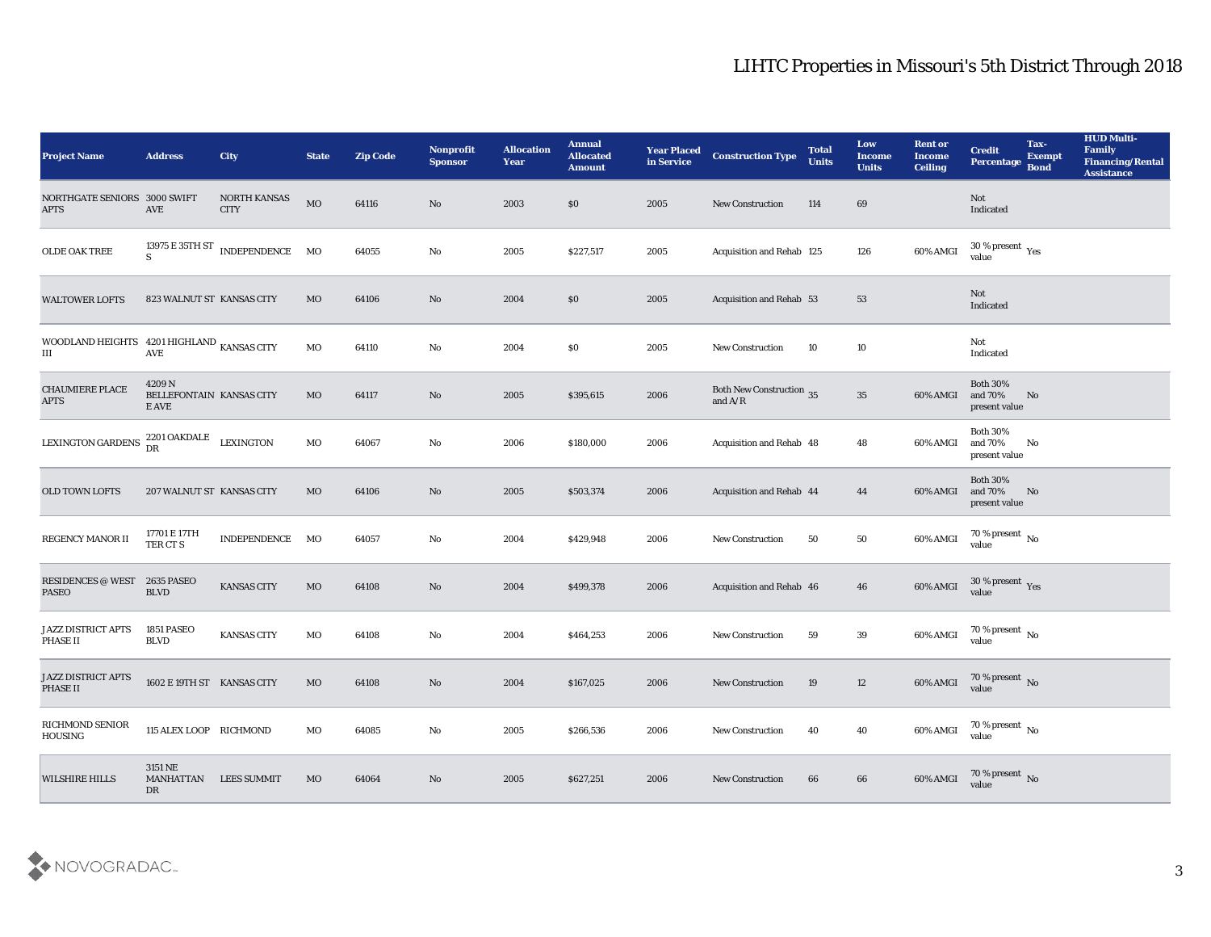# LIHTC Properties in Missouri's 5th District Through 2018

| Project Name | Address | City | State | Zip Code | Nonprofit Sponsor | Allocation Year | Annual Allocated Amount | Year Placed in Service | Construction Type | Total Units | Low Income Units | Rent or Income Ceiling | Credit Percentage | Tax-Exempt Bond | HUD Multi-Family Financing/Rental Assistance |
|---|---|---|---|---|---|---|---|---|---|---|---|---|---|---|---|
| NORTHGATE SENIORS APTS | 3000 SWIFT AVE | NORTH KANSAS CITY | MO | 64116 | No | 2003 | $0 | 2005 | New Construction | 114 | 69 | | Not Indicated | | |
| OLDE OAK TREE | 13975 E 35TH ST S | INDEPENDENCE | MO | 64055 | No | 2005 | $227,517 | 2005 | Acquisition and Rehab | 125 | 126 | 60% AMGI | 30 % present value | Yes | |
| WALTOWER LOFTS | 823 WALNUT ST | KANSAS CITY | MO | 64106 | No | 2004 | $0 | 2005 | Acquisition and Rehab | 53 | 53 | | Not Indicated | | |
| WOODLAND HEIGHTS III | 4201 HIGHLAND AVE | KANSAS CITY | MO | 64110 | No | 2004 | $0 | 2005 | New Construction | 10 | 10 | | Not Indicated | | |
| CHAUMIERE PLACE APTS | 4209 N BELLEFONTAINE AVE | KANSAS CITY | MO | 64117 | No | 2005 | $395,615 | 2006 | Both New Construction and A/R | 35 | 35 | 60% AMGI | Both 30% and 70% present value | No | |
| LEXINGTON GARDENS | 2201 OAKDALE DR | LEXINGTON | MO | 64067 | No | 2006 | $180,000 | 2006 | Acquisition and Rehab | 48 | 48 | 60% AMGI | Both 30% and 70% present value | No | |
| OLD TOWN LOFTS | 207 WALNUT ST | KANSAS CITY | MO | 64106 | No | 2005 | $503,374 | 2006 | Acquisition and Rehab | 44 | 44 | 60% AMGI | Both 30% and 70% present value | No | |
| REGENCY MANOR II | 17701 E 17TH TER CT S | INDEPENDENCE | MO | 64057 | No | 2004 | $429,948 | 2006 | New Construction | 50 | 50 | 60% AMGI | 70 % present value | No | |
| RESIDENCES @ WEST PASEO | 2635 PASEO BLVD | KANSAS CITY | MO | 64108 | No | 2004 | $499,378 | 2006 | Acquisition and Rehab | 46 | 46 | 60% AMGI | 30 % present value | Yes | |
| JAZZ DISTRICT APTS PHASE II | 1851 PASEO BLVD | KANSAS CITY | MO | 64108 | No | 2004 | $464,253 | 2006 | New Construction | 59 | 39 | 60% AMGI | 70 % present value | No | |
| JAZZ DISTRICT APTS PHASE II | 1602 E 19TH ST | KANSAS CITY | MO | 64108 | No | 2004 | $167,025 | 2006 | New Construction | 19 | 12 | 60% AMGI | 70 % present value | No | |
| RICHMOND SENIOR HOUSING | 115 ALEX LOOP | RICHMOND | MO | 64085 | No | 2005 | $266,536 | 2006 | New Construction | 40 | 40 | 60% AMGI | 70 % present value | No | |
| WILSHIRE HILLS | 3151 NE MANHATTAN DR | LEES SUMMIT | MO | 64064 | No | 2005 | $627,251 | 2006 | New Construction | 66 | 66 | 60% AMGI | 70 % present value | No | |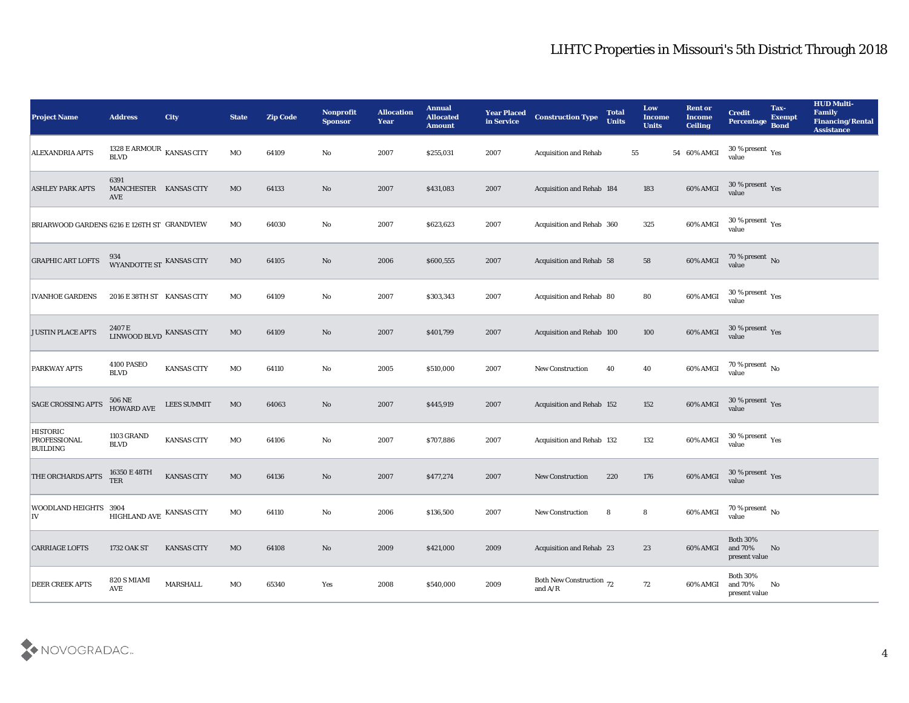# LIHTC Properties in Missouri's 5th District Through 2018

| Project Name | Address | City | State | Zip Code | Nonprofit Sponsor | Allocation Year | Annual Allocated Amount | Year Placed in Service | Construction Type | Total Units | Low Income Units | Rent or Income Ceiling | Credit Percentage | Tax-Exempt Bond | HUD Multi-Family Financing/Rental Assistance |
|---|---|---|---|---|---|---|---|---|---|---|---|---|---|---|---|
| ALEXANDRIA APTS | 1328 E ARMOUR BLVD | KANSAS CITY | MO | 64109 | No | 2007 | $255,031 | 2007 | Acquisition and Rehab | 55 | 54 | 60% AMGI | 30 % present value | Yes | |
| ASHLEY PARK APTS | 6391 MANCHESTER AVE | KANSAS CITY | MO | 64133 | No | 2007 | $431,083 | 2007 | Acquisition and Rehab | 184 | 183 | 60% AMGI | 30 % present value | Yes | |
| BRIARWOOD GARDENS | 6216 E 126TH ST | GRANDVIEW | MO | 64030 | No | 2007 | $623,623 | 2007 | Acquisition and Rehab | 360 | 325 | 60% AMGI | 30 % present value | Yes | |
| GRAPHIC ART LOFTS | 934 WYANDOTTE ST | KANSAS CITY | MO | 64105 | No | 2006 | $600,555 | 2007 | Acquisition and Rehab | 58 | 58 | 60% AMGI | 70 % present value | No | |
| IVANHOE GARDENS | 2016 E 38TH ST | KANSAS CITY | MO | 64109 | No | 2007 | $303,343 | 2007 | Acquisition and Rehab | 80 | 80 | 60% AMGI | 30 % present value | Yes | |
| JUSTIN PLACE APTS | 2407 E LINWOOD BLVD | KANSAS CITY | MO | 64109 | No | 2007 | $401,799 | 2007 | Acquisition and Rehab | 100 | 100 | 60% AMGI | 30 % present value | Yes | |
| PARKWAY APTS | 4100 PASEO BLVD | KANSAS CITY | MO | 64110 | No | 2005 | $510,000 | 2007 | New Construction | 40 | 40 | 60% AMGI | 70 % present value | No | |
| SAGE CROSSING APTS | 506 NE HOWARD AVE | LEES SUMMIT | MO | 64063 | No | 2007 | $445,919 | 2007 | Acquisition and Rehab | 152 | 152 | 60% AMGI | 30 % present value | Yes | |
| HISTORIC PROFESSIONAL BUILDING | 1103 GRAND BLVD | KANSAS CITY | MO | 64106 | No | 2007 | $707,886 | 2007 | Acquisition and Rehab | 132 | 132 | 60% AMGI | 30 % present value | Yes | |
| THE ORCHARDS APTS | 16350 E 48TH TER | KANSAS CITY | MO | 64136 | No | 2007 | $477,274 | 2007 | New Construction | 220 | 176 | 60% AMGI | 30 % present value | Yes | |
| WOODLAND HEIGHTS IV | 3904 HIGHLAND AVE | KANSAS CITY | MO | 64110 | No | 2006 | $136,500 | 2007 | New Construction | 8 | 8 | 60% AMGI | 70 % present value | No | |
| CARRIAGE LOFTS | 1732 OAK ST | KANSAS CITY | MO | 64108 | No | 2009 | $421,000 | 2009 | Acquisition and Rehab | 23 | 23 | 60% AMGI | Both 30% and 70% present value | No | |
| DEER CREEK APTS | 820 S MIAMI AVE | MARSHALL | MO | 65340 | Yes | 2008 | $540,000 | 2009 | Both New Construction and A/R | 72 | 72 | 60% AMGI | Both 30% and 70% present value | No | |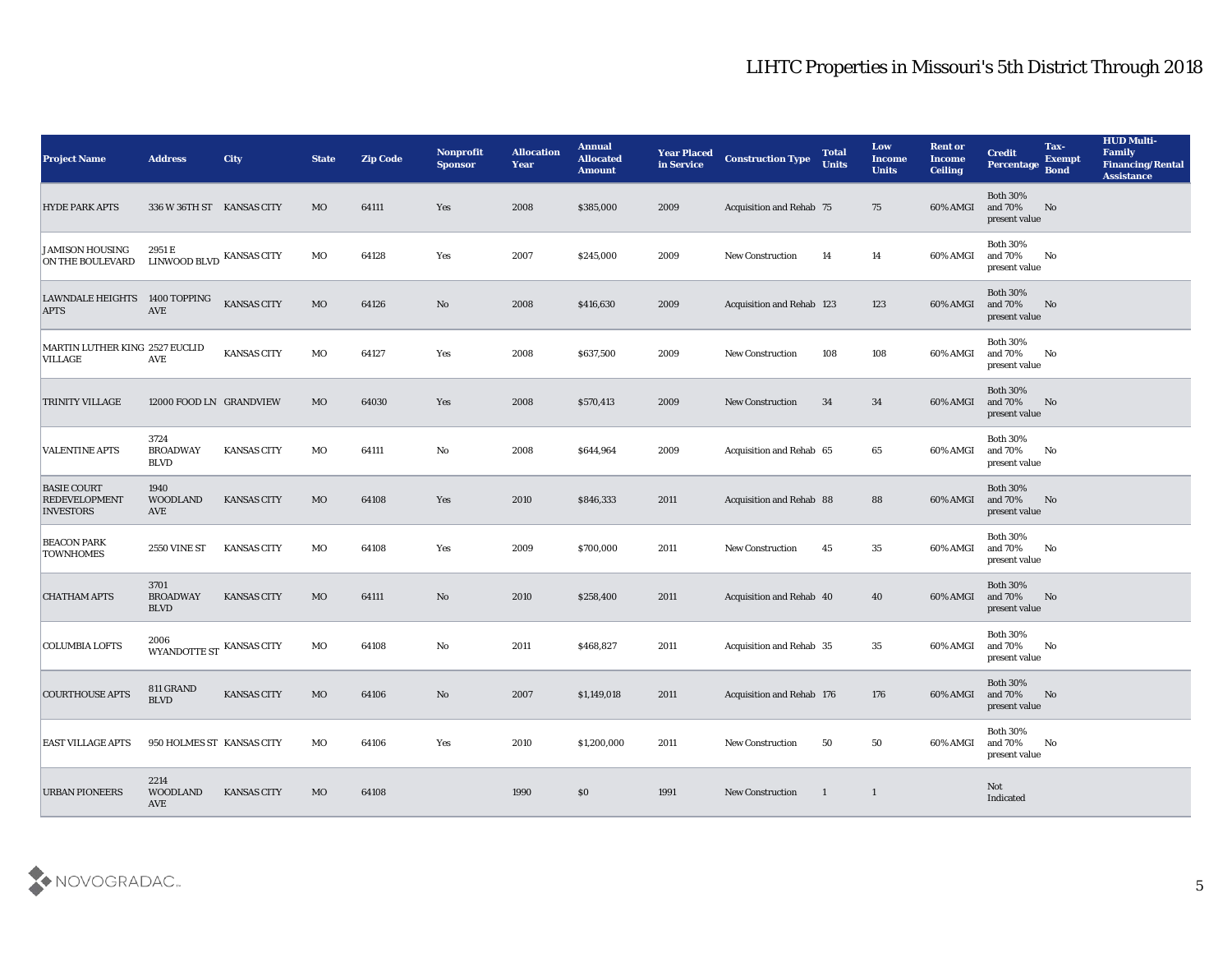# LIHTC Properties in Missouri's 5th District Through 2018

| Project Name | Address | City | State | Zip Code | Nonprofit Sponsor | Allocation Year | Annual Allocated Amount | Year Placed in Service | Construction Type | Total Units | Low Income Units | Rent or Income Ceiling | Credit Percentage | Tax-Exempt Bond | HUD Multi-Family Financing/Rental Assistance |
|---|---|---|---|---|---|---|---|---|---|---|---|---|---|---|---|
| HYDE PARK APTS | 336 W 36TH ST | KANSAS CITY | MO | 64111 | Yes | 2008 | $385,000 | 2009 | Acquisition and Rehab | 75 | 75 | 60% AMGI | Both 30% and 70% present value | No | |
| JAMISON HOUSING ON THE BOULEVARD | 2951 E LINWOOD BLVD | KANSAS CITY | MO | 64128 | Yes | 2007 | $245,000 | 2009 | New Construction | 14 | 14 | 60% AMGI | Both 30% and 70% present value | No | |
| LAWNDALE HEIGHTS APTS | 1400 TOPPING AVE | KANSAS CITY | MO | 64126 | No | 2008 | $416,630 | 2009 | Acquisition and Rehab | 123 | 123 | 60% AMGI | Both 30% and 70% present value | No | |
| MARTIN LUTHER KING VILLAGE | 2527 EUCLID AVE | KANSAS CITY | MO | 64127 | Yes | 2008 | $637,500 | 2009 | New Construction | 108 | 108 | 60% AMGI | Both 30% and 70% present value | No | |
| TRINITY VILLAGE | 12000 FOOD LN | GRANDVIEW | MO | 64030 | Yes | 2008 | $570,413 | 2009 | New Construction | 34 | 34 | 60% AMGI | Both 30% and 70% present value | No | |
| VALENTINE APTS | 3724 BROADWAY BLVD | KANSAS CITY | MO | 64111 | No | 2008 | $644,964 | 2009 | Acquisition and Rehab | 65 | 65 | 60% AMGI | Both 30% and 70% present value | No | |
| BASIE COURT REDEVELOPMENT INVESTORS | 1940 WOODLAND AVE | KANSAS CITY | MO | 64108 | Yes | 2010 | $846,333 | 2011 | Acquisition and Rehab | 88 | 88 | 60% AMGI | Both 30% and 70% present value | No | |
| BEACON PARK TOWNHOMES | 2550 VINE ST | KANSAS CITY | MO | 64108 | Yes | 2009 | $700,000 | 2011 | New Construction | 45 | 35 | 60% AMGI | Both 30% and 70% present value | No | |
| CHATHAM APTS | 3701 BROADWAY BLVD | KANSAS CITY | MO | 64111 | No | 2010 | $258,400 | 2011 | Acquisition and Rehab | 40 | 40 | 60% AMGI | Both 30% and 70% present value | No | |
| COLUMBIA LOFTS | 2006 WYANDOTTE ST | KANSAS CITY | MO | 64108 | No | 2011 | $468,827 | 2011 | Acquisition and Rehab | 35 | 35 | 60% AMGI | Both 30% and 70% present value | No | |
| COURTHOUSE APTS | 811 GRAND BLVD | KANSAS CITY | MO | 64106 | No | 2007 | $1,149,018 | 2011 | Acquisition and Rehab | 176 | 176 | 60% AMGI | Both 30% and 70% present value | No | |
| EAST VILLAGE APTS | 950 HOLMES ST | KANSAS CITY | MO | 64106 | Yes | 2010 | $1,200,000 | 2011 | New Construction | 50 | 50 | 60% AMGI | Both 30% and 70% present value | No | |
| URBAN PIONEERS | 2214 WOODLAND AVE | KANSAS CITY | MO | 64108 | | 1990 | $0 | 1991 | New Construction | 1 | 1 | | Not Indicated | | |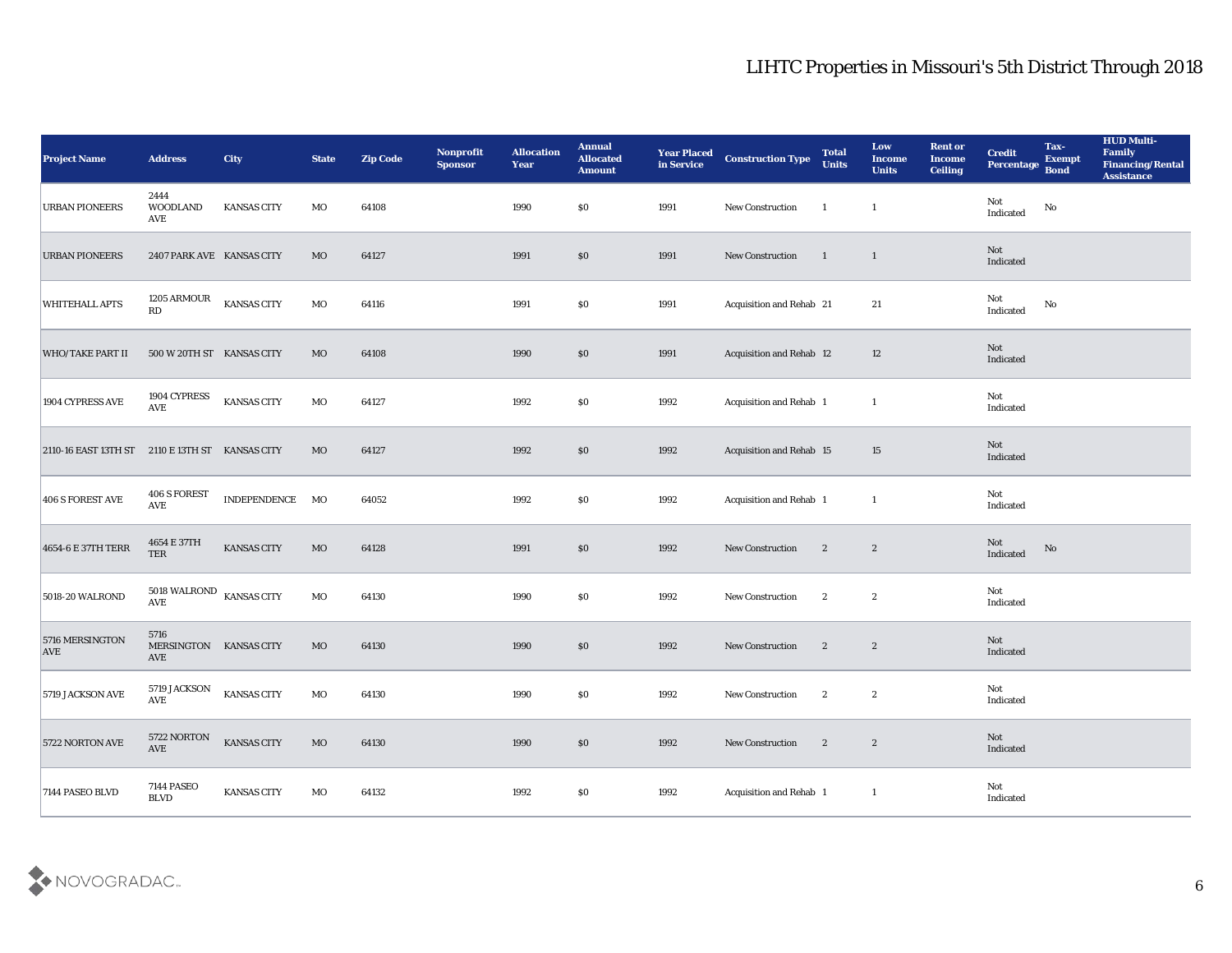## LIHTC Properties in Missouri's 5th District Through 2018

| Project Name | Address | City | State | Zip Code | Nonprofit Sponsor | Allocation Year | Annual Allocated Amount | Year Placed in Service | Construction Type | Total Units | Low Income Units | Rent or Income Ceiling | Credit Percentage | Tax-Exempt Bond | HUD Multi-Family Financing/Rental Assistance |
|---|---|---|---|---|---|---|---|---|---|---|---|---|---|---|---|
| URBAN PIONEERS | 2444 WOODLAND AVE | KANSAS CITY | MO | 64108 | | 1990 | $0 | 1991 | New Construction | 1 | 1 | | Not Indicated | No | |
| URBAN PIONEERS | 2407 PARK AVE | KANSAS CITY | MO | 64127 | | 1991 | $0 | 1991 | New Construction | 1 | 1 | | Not Indicated | | |
| WHITEHALL APTS | 1205 ARMOUR RD | KANSAS CITY | MO | 64116 | | 1991 | $0 | 1991 | Acquisition and Rehab | 21 | 21 | | Not Indicated | No | |
| WHO/TAKE PART II | 500 W 20TH ST | KANSAS CITY | MO | 64108 | | 1990 | $0 | 1991 | Acquisition and Rehab | 12 | 12 | | Not Indicated | | |
| 1904 CYPRESS AVE | 1904 CYPRESS AVE | KANSAS CITY | MO | 64127 | | 1992 | $0 | 1992 | Acquisition and Rehab | 1 | 1 | | Not Indicated | | |
| 2110-16 EAST 13TH ST | 2110 E 13TH ST | KANSAS CITY | MO | 64127 | | 1992 | $0 | 1992 | Acquisition and Rehab | 15 | 15 | | Not Indicated | | |
| 406 S FOREST AVE | 406 S FOREST AVE | INDEPENDENCE | MO | 64052 | | 1992 | $0 | 1992 | Acquisition and Rehab | 1 | 1 | | Not Indicated | | |
| 4654-6 E 37TH TERR | 4654 E 37TH TER | KANSAS CITY | MO | 64128 | | 1991 | $0 | 1992 | New Construction | 2 | 2 | | Not Indicated | No | |
| 5018-20 WALROND | 5018 WALROND AVE | KANSAS CITY | MO | 64130 | | 1990 | $0 | 1992 | New Construction | 2 | 2 | | Not Indicated | | |
| 5716 MERSINGTON AVE | 5716 MERSINGTON AVE | KANSAS CITY | MO | 64130 | | 1990 | $0 | 1992 | New Construction | 2 | 2 | | Not Indicated | | |
| 5719 JACKSON AVE | 5719 JACKSON AVE | KANSAS CITY | MO | 64130 | | 1990 | $0 | 1992 | New Construction | 2 | 2 | | Not Indicated | | |
| 5722 NORTON AVE | 5722 NORTON AVE | KANSAS CITY | MO | 64130 | | 1990 | $0 | 1992 | New Construction | 2 | 2 | | Not Indicated | | |
| 7144 PASEO BLVD | 7144 PASEO BLVD | KANSAS CITY | MO | 64132 | | 1992 | $0 | 1992 | Acquisition and Rehab | 1 | 1 | | Not Indicated | | |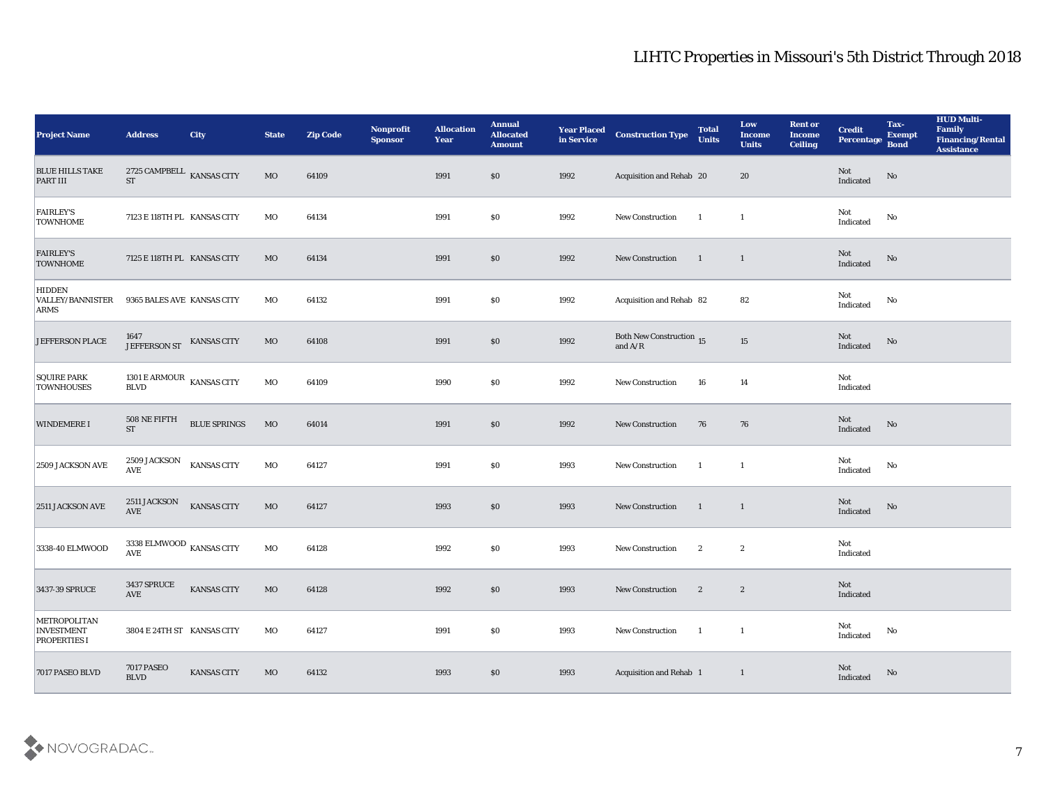# LIHTC Properties in Missouri's 5th District Through 2018

| Project Name | Address | City | State | Zip Code | Nonprofit Sponsor | Allocation Year | Annual Allocated Amount | Year Placed in Service | Construction Type | Total Units | Low Income Units | Rent or Income Ceiling | Credit Percentage | Tax-Exempt Bond | HUD Multi-Family Financing/Rental Assistance |
|---|---|---|---|---|---|---|---|---|---|---|---|---|---|---|---|
| BLUE HILLS TAKE PART III | 2725 CAMPBELL ST | KANSAS CITY | MO | 64109 | | 1991 | $0 | 1992 | Acquisition and Rehab | 20 | 20 | | Not Indicated | No | |
| FAIRLEY'S TOWNHOME | 7123 E 118TH PL | KANSAS CITY | MO | 64134 | | 1991 | $0 | 1992 | New Construction | 1 | 1 | | Not Indicated | No | |
| FAIRLEY'S TOWNHOME | 7125 E 118TH PL | KANSAS CITY | MO | 64134 | | 1991 | $0 | 1992 | New Construction | 1 | 1 | | Not Indicated | No | |
| HIDDEN VALLEY/BANNISTER ARMS | 9365 BALES AVE | KANSAS CITY | MO | 64132 | | 1991 | $0 | 1992 | Acquisition and Rehab | 82 | 82 | | Not Indicated | No | |
| JEFFERSON PLACE | 1647 JEFFERSON ST | KANSAS CITY | MO | 64108 | | 1991 | $0 | 1992 | Both New Construction and A/R | 15 | 15 | | Not Indicated | No | |
| SQUIRE PARK TOWNHOUSES | 1301 E ARMOUR BLVD | KANSAS CITY | MO | 64109 | | 1990 | $0 | 1992 | New Construction | 16 | 14 | | Not Indicated | | |
| WINDEMERE I | 508 NE FIFTH ST | BLUE SPRINGS | MO | 64014 | | 1991 | $0 | 1992 | New Construction | 76 | 76 | | Not Indicated | No | |
| 2509 JACKSON AVE | 2509 JACKSON AVE | KANSAS CITY | MO | 64127 | | 1991 | $0 | 1993 | New Construction | 1 | 1 | | Not Indicated | No | |
| 2511 JACKSON AVE | 2511 JACKSON AVE | KANSAS CITY | MO | 64127 | | 1993 | $0 | 1993 | New Construction | 1 | 1 | | Not Indicated | No | |
| 3338-40 ELMWOOD | 3338 ELMWOOD AVE | KANSAS CITY | MO | 64128 | | 1992 | $0 | 1993 | New Construction | 2 | 2 | | Not Indicated | | |
| 3437-39 SPRUCE | 3437 SPRUCE AVE | KANSAS CITY | MO | 64128 | | 1992 | $0 | 1993 | New Construction | 2 | 2 | | Not Indicated | | |
| METROPOLITAN INVESTMENT PROPERTIES I | 3804 E 24TH ST | KANSAS CITY | MO | 64127 | | 1991 | $0 | 1993 | New Construction | 1 | 1 | | Not Indicated | No | |
| 7017 PASEO BLVD | 7017 PASEO BLVD | KANSAS CITY | MO | 64132 | | 1993 | $0 | 1993 | Acquisition and Rehab | 1 | 1 | | Not Indicated | No | |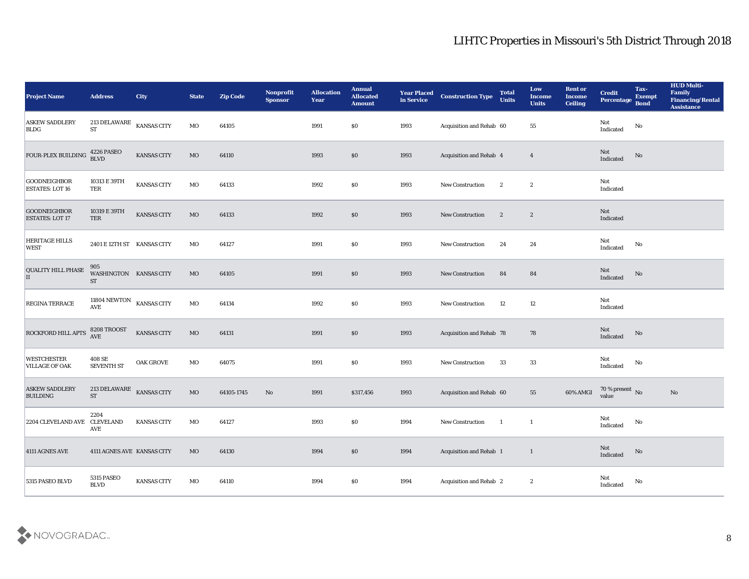# LIHTC Properties in Missouri's 5th District Through 2018

| Project Name | Address | City | State | Zip Code | Nonprofit Sponsor | Allocation Year | Annual Allocated Amount | Year Placed in Service | Construction Type | Total Units | Low Income Units | Rent or Income Ceiling | Credit Percentage | Tax-Exempt Bond | HUD Multi-Family Financing/Rental Assistance |
|---|---|---|---|---|---|---|---|---|---|---|---|---|---|---|---|
| ASKEW SADDLERY BLDG | 213 DELAWARE ST | KANSAS CITY | MO | 64105 | | 1991 | $0 | 1993 | Acquisition and Rehab | 60 | 55 | | Not Indicated | No | |
| FOUR-PLEX BUILDING | 4226 PASEO BLVD | KANSAS CITY | MO | 64110 | | 1993 | $0 | 1993 | Acquisition and Rehab | 4 | 4 | | Not Indicated | No | |
| GOODNEIGHBOR ESTATES: LOT 16 | 10313 E 39TH TER | KANSAS CITY | MO | 64133 | | 1992 | $0 | 1993 | New Construction | 2 | 2 | | Not Indicated | | |
| GOODNEIGHBOR ESTATES: LOT 17 | 10319 E 39TH TER | KANSAS CITY | MO | 64133 | | 1992 | $0 | 1993 | New Construction | 2 | 2 | | Not Indicated | | |
| HERITAGE HILLS WEST | 2401 E 12TH ST | KANSAS CITY | MO | 64127 | | 1991 | $0 | 1993 | New Construction | 24 | 24 | | Not Indicated | No | |
| QUALITY HILL PHASE II | 905 WASHINGTON ST | KANSAS CITY | MO | 64105 | | 1991 | $0 | 1993 | New Construction | 84 | 84 | | Not Indicated | No | |
| REGINA TERRACE | 11804 NEWTON AVE | KANSAS CITY | MO | 64134 | | 1992 | $0 | 1993 | New Construction | 12 | 12 | | Not Indicated | | |
| ROCKFORD HILL APTS | 8208 TROOST AVE | KANSAS CITY | MO | 64131 | | 1991 | $0 | 1993 | Acquisition and Rehab | 78 | 78 | | Not Indicated | No | |
| WESTCHESTER VILLAGE OF OAK | 408 SE SEVENTH ST | OAK GROVE | MO | 64075 | | 1991 | $0 | 1993 | New Construction | 33 | 33 | | Not Indicated | No | |
| ASKEW SADDLERY BUILDING | 213 DELAWARE ST | KANSAS CITY | MO | 64105-1745 | No | 1991 | $317,456 | 1993 | Acquisition and Rehab | 60 | 55 | 60% AMGI | 70 % present value | No | No |
| 2204 CLEVELAND AVE | 2204 CLEVELAND AVE | KANSAS CITY | MO | 64127 | | 1993 | $0 | 1994 | New Construction | 1 | 1 | | Not Indicated | No | |
| 4111 AGNES AVE | 4111 AGNES AVE | KANSAS CITY | MO | 64130 | | 1994 | $0 | 1994 | Acquisition and Rehab | 1 | 1 | | Not Indicated | No | |
| 5315 PASEO BLVD | 5315 PASEO BLVD | KANSAS CITY | MO | 64110 | | 1994 | $0 | 1994 | Acquisition and Rehab | 2 | 2 | | Not Indicated | No | |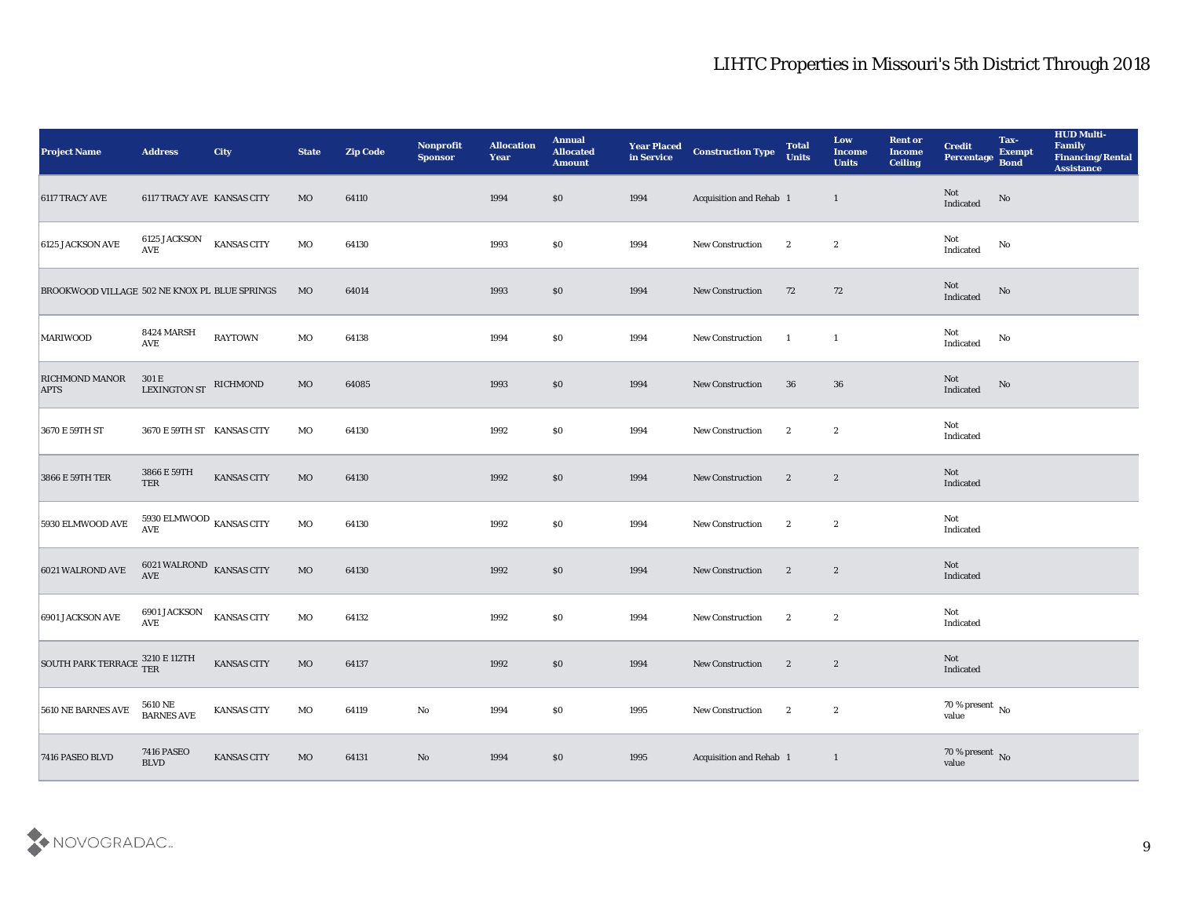# LIHTC Properties in Missouri's 5th District Through 2018

| Project Name | Address | City | State | Zip Code | Nonprofit Sponsor | Allocation Year | Annual Allocated Amount | Year Placed in Service | Construction Type | Total Units | Low Income Units | Rent or Income Ceiling | Credit Percentage | Tax-Exempt Bond | HUD Multi-Family Financing/Rental Assistance |
|---|---|---|---|---|---|---|---|---|---|---|---|---|---|---|---|
| 6117 TRACY AVE | 6117 TRACY AVE | KANSAS CITY | MO | 64110 | | 1994 | $0 | 1994 | Acquisition and Rehab | 1 | 1 | | Not Indicated | No | |
| 6125 JACKSON AVE | 6125 JACKSON AVE | KANSAS CITY | MO | 64130 | | 1993 | $0 | 1994 | New Construction | 2 | 2 | | Not Indicated | No | |
| BROOKWOOD VILLAGE | 502 NE KNOX PL | BLUE SPRINGS | MO | 64014 | | 1993 | $0 | 1994 | New Construction | 72 | 72 | | Not Indicated | No | |
| MARIWOOD | 8424 MARSH AVE | RAYTOWN | MO | 64138 | | 1994 | $0 | 1994 | New Construction | 1 | 1 | | Not Indicated | No | |
| RICHMOND MANOR APTS | 301 E LEXINGTON ST | RICHMOND | MO | 64085 | | 1993 | $0 | 1994 | New Construction | 36 | 36 | | Not Indicated | No | |
| 3670 E 59TH ST | 3670 E 59TH ST | KANSAS CITY | MO | 64130 | | 1992 | $0 | 1994 | New Construction | 2 | 2 | | Not Indicated | | |
| 3866 E 59TH TER | 3866 E 59TH TER | KANSAS CITY | MO | 64130 | | 1992 | $0 | 1994 | New Construction | 2 | 2 | | Not Indicated | | |
| 5930 ELMWOOD AVE | 5930 ELMWOOD AVE | KANSAS CITY | MO | 64130 | | 1992 | $0 | 1994 | New Construction | 2 | 2 | | Not Indicated | | |
| 6021 WALROND AVE | 6021 WALROND AVE | KANSAS CITY | MO | 64130 | | 1992 | $0 | 1994 | New Construction | 2 | 2 | | Not Indicated | | |
| 6901 JACKSON AVE | 6901 JACKSON AVE | KANSAS CITY | MO | 64132 | | 1992 | $0 | 1994 | New Construction | 2 | 2 | | Not Indicated | | |
| SOUTH PARK TERRACE | 3210 E 112TH TER | KANSAS CITY | MO | 64137 | | 1992 | $0 | 1994 | New Construction | 2 | 2 | | Not Indicated | | |
| 5610 NE BARNES AVE | 5610 NE BARNES AVE | KANSAS CITY | MO | 64119 | No | 1994 | $0 | 1995 | New Construction | 2 | 2 | | 70 % present value | No | |
| 7416 PASEO BLVD | 7416 PASEO BLVD | KANSAS CITY | MO | 64131 | No | 1994 | $0 | 1995 | Acquisition and Rehab | 1 | 1 | | 70 % present value | No | |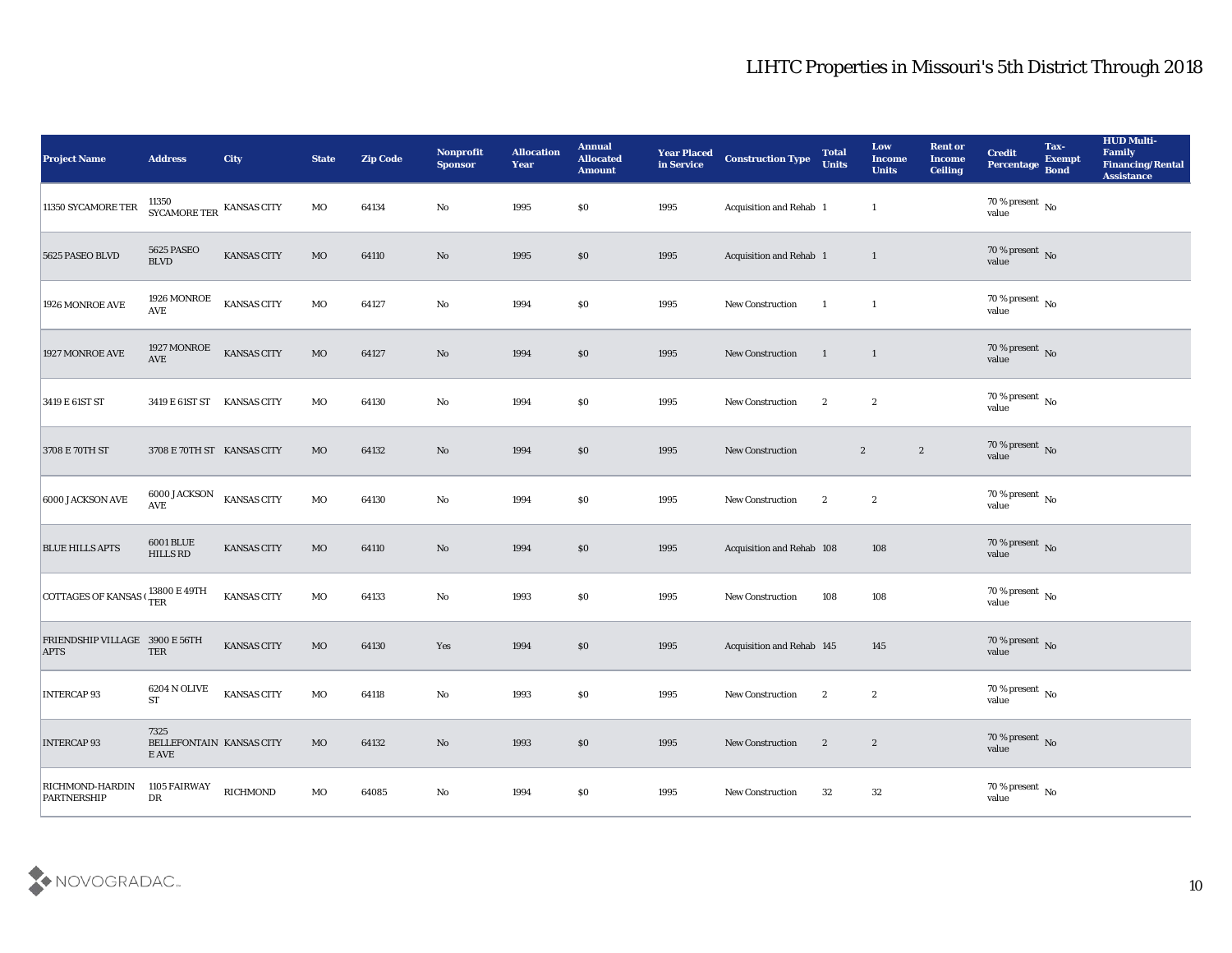| Project Name | Address | City | State | Zip Code | Nonprofit Sponsor | Allocation Year | Annual Allocated Amount | Year Placed in Service | Construction Type | Total Units | Low Income Units | Rent or Income Ceiling | Credit Percentage | Tax-Exempt Bond | HUD Multi-Family Financing/Rental Assistance |
|---|---|---|---|---|---|---|---|---|---|---|---|---|---|---|---|
| 11350 SYCAMORE TER | 11350 SYCAMORE TER | KANSAS CITY | MO | 64134 | No | 1995 | $0 | 1995 | Acquisition and Rehab | 1 | 1 | | 70 % present value | No | |
| 5625 PASEO BLVD | 5625 PASEO BLVD | KANSAS CITY | MO | 64110 | No | 1995 | $0 | 1995 | Acquisition and Rehab | 1 | 1 | | 70 % present value | No | |
| 1926 MONROE AVE | 1926 MONROE AVE | KANSAS CITY | MO | 64127 | No | 1994 | $0 | 1995 | New Construction | 1 | 1 | | 70 % present value | No | |
| 1927 MONROE AVE | 1927 MONROE AVE | KANSAS CITY | MO | 64127 | No | 1994 | $0 | 1995 | New Construction | 1 | 1 | | 70 % present value | No | |
| 3419 E 61ST ST | 3419 E 61ST ST | KANSAS CITY | MO | 64130 | No | 1994 | $0 | 1995 | New Construction | 2 | 2 | | 70 % present value | No | |
| 3708 E 70TH ST | 3708 E 70TH ST | KANSAS CITY | MO | 64132 | No | 1994 | $0 | 1995 | New Construction | | 2 | 2 | 70 % present value | No | |
| 6000 JACKSON AVE | 6000 JACKSON AVE | KANSAS CITY | MO | 64130 | No | 1994 | $0 | 1995 | New Construction | 2 | 2 | | 70 % present value | No | |
| BLUE HILLS APTS | 6001 BLUE HILLS RD | KANSAS CITY | MO | 64110 | No | 1994 | $0 | 1995 | Acquisition and Rehab | 108 | 108 | | 70 % present value | No | |
| COTTAGES OF KANSAS C | 13800 E 49TH TER | KANSAS CITY | MO | 64133 | No | 1993 | $0 | 1995 | New Construction | 108 | 108 | | 70 % present value | No | |
| FRIENDSHIP VILLAGE APTS | 3900 E 56TH TER | KANSAS CITY | MO | 64130 | Yes | 1994 | $0 | 1995 | Acquisition and Rehab | 145 | 145 | | 70 % present value | No | |
| INTERCAP 93 | 6204 N OLIVE ST | KANSAS CITY | MO | 64118 | No | 1993 | $0 | 1995 | New Construction | 2 | 2 | | 70 % present value | No | |
| INTERCAP 93 | 7325 BELLEFONTAINE AVE | KANSAS CITY | MO | 64132 | No | 1993 | $0 | 1995 | New Construction | 2 | 2 | | 70 % present value | No | |
| RICHMOND-HARDIN PARTNERSHIP | 1105 FAIRWAY DR | RICHMOND | MO | 64085 | No | 1994 | $0 | 1995 | New Construction | 32 | 32 | | 70 % present value | No | |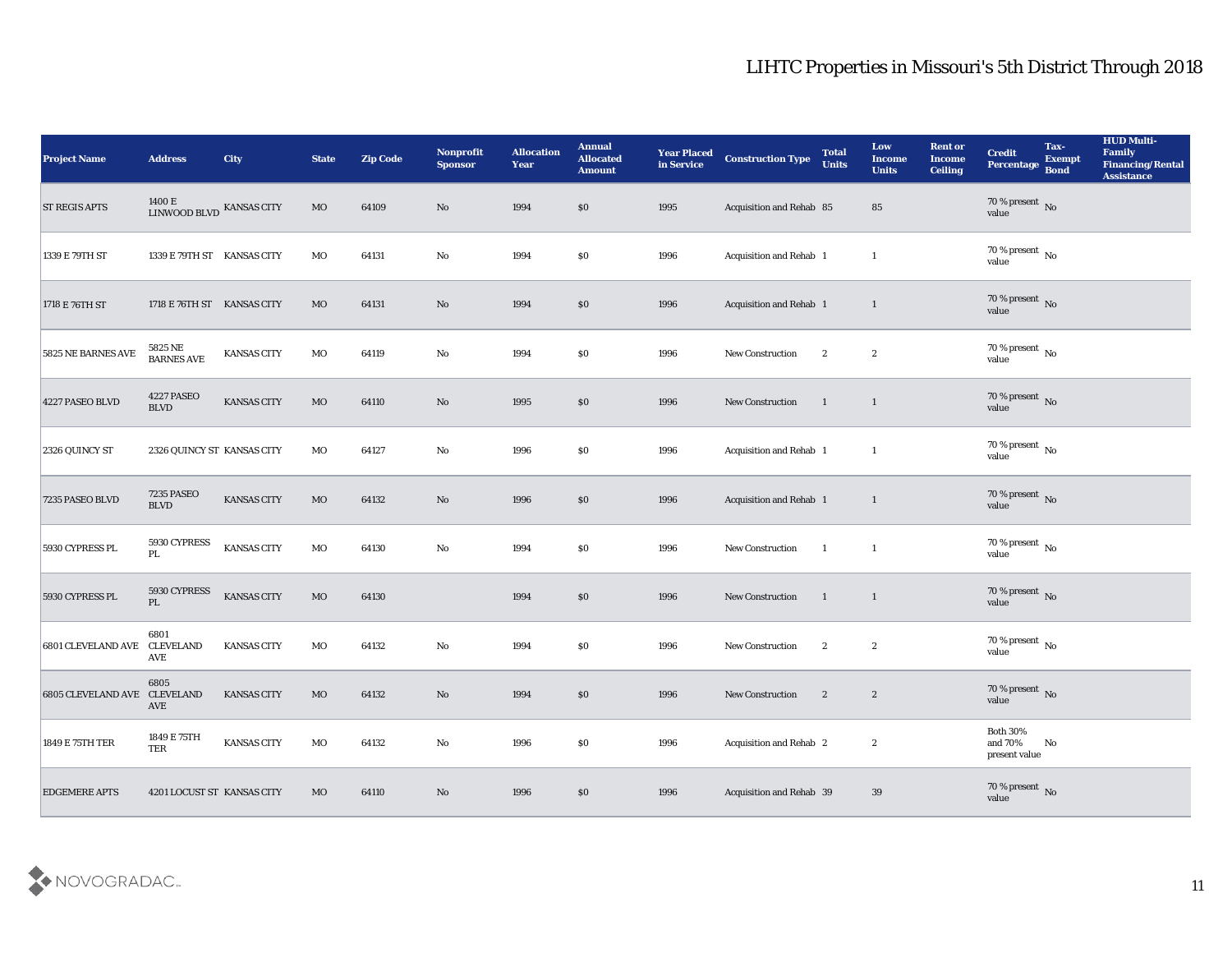# LIHTC Properties in Missouri's 5th District Through 2018

| Project Name | Address | City | State | Zip Code | Nonprofit Sponsor | Allocation Year | Annual Allocated Amount | Year Placed in Service | Construction Type | Total Units | Low Income Units | Rent or Income Ceiling | Credit Percentage | Tax-Exempt Bond | HUD Multi-Family Financing/Rental Assistance |
|---|---|---|---|---|---|---|---|---|---|---|---|---|---|---|---|
| ST REGIS APTS | 1400 E LINWOOD BLVD | KANSAS CITY | MO | 64109 | No | 1994 | $0 | 1995 | Acquisition and Rehab | 85 | 85 | | 70 % present value | No | |
| 1339 E 79TH ST | 1339 E 79TH ST | KANSAS CITY | MO | 64131 | No | 1994 | $0 | 1996 | Acquisition and Rehab | 1 | 1 | | 70 % present value | No | |
| 1718 E 76TH ST | 1718 E 76TH ST | KANSAS CITY | MO | 64131 | No | 1994 | $0 | 1996 | Acquisition and Rehab | 1 | 1 | | 70 % present value | No | |
| 5825 NE BARNES AVE | 5825 NE BARNES AVE | KANSAS CITY | MO | 64119 | No | 1994 | $0 | 1996 | New Construction | 2 | 2 | | 70 % present value | No | |
| 4227 PASEO BLVD | 4227 PASEO BLVD | KANSAS CITY | MO | 64110 | No | 1995 | $0 | 1996 | New Construction | 1 | 1 | | 70 % present value | No | |
| 2326 QUINCY ST | 2326 QUINCY ST | KANSAS CITY | MO | 64127 | No | 1996 | $0 | 1996 | Acquisition and Rehab | 1 | 1 | | 70 % present value | No | |
| 7235 PASEO BLVD | 7235 PASEO BLVD | KANSAS CITY | MO | 64132 | No | 1996 | $0 | 1996 | Acquisition and Rehab | 1 | 1 | | 70 % present value | No | |
| 5930 CYPRESS PL | 5930 CYPRESS PL | KANSAS CITY | MO | 64130 | No | 1994 | $0 | 1996 | New Construction | 1 | 1 | | 70 % present value | No | |
| 5930 CYPRESS PL | 5930 CYPRESS PL | KANSAS CITY | MO | 64130 | | 1994 | $0 | 1996 | New Construction | 1 | 1 | | 70 % present value | No | |
| 6801 CLEVELAND AVE | 6801 CLEVELAND AVE | KANSAS CITY | MO | 64132 | No | 1994 | $0 | 1996 | New Construction | 2 | 2 | | 70 % present value | No | |
| 6805 CLEVELAND AVE | 6805 CLEVELAND AVE | KANSAS CITY | MO | 64132 | No | 1994 | $0 | 1996 | New Construction | 2 | 2 | | 70 % present value | No | |
| 1849 E 75TH TER | 1849 E 75TH TER | KANSAS CITY | MO | 64132 | No | 1996 | $0 | 1996 | Acquisition and Rehab | 2 | 2 | | Both 30% and 70% present value | No | |
| EDGEMERE APTS | 4201 LOCUST ST | KANSAS CITY | MO | 64110 | No | 1996 | $0 | 1996 | Acquisition and Rehab | 39 | 39 | | 70 % present value | No | |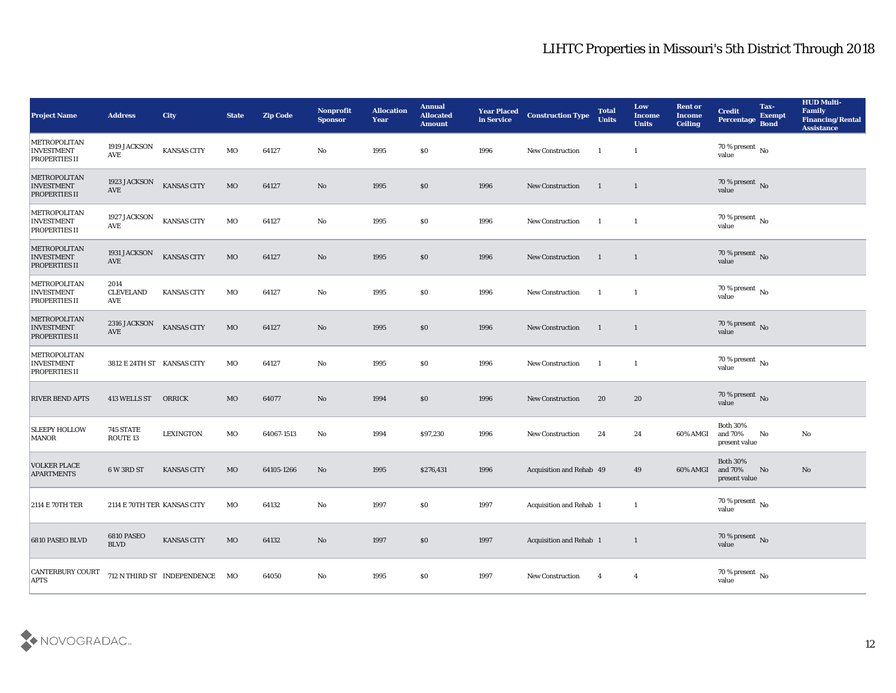## LIHTC Properties in Missouri's 5th District Through 2018

| Project Name | Address | City | State | Zip Code | Nonprofit Sponsor | Allocation Year | Annual Allocated Amount | Year Placed in Service | Construction Type | Total Units | Low Income Units | Rent or Income Ceiling | Credit Percentage | Tax-Exempt Bond | HUD Multi-Family Financing/Rental Assistance |
|---|---|---|---|---|---|---|---|---|---|---|---|---|---|---|---|
| METROPOLITAN INVESTMENT PROPERTIES II | 1919 JACKSON AVE | KANSAS CITY | MO | 64127 | No | 1995 | $0 | 1996 | New Construction | 1 | 1 | | 70 % present value | No | |
| METROPOLITAN INVESTMENT PROPERTIES II | 1923 JACKSON AVE | KANSAS CITY | MO | 64127 | No | 1995 | $0 | 1996 | New Construction | 1 | 1 | | 70 % present value | No | |
| METROPOLITAN INVESTMENT PROPERTIES II | 1927 JACKSON AVE | KANSAS CITY | MO | 64127 | No | 1995 | $0 | 1996 | New Construction | 1 | 1 | | 70 % present value | No | |
| METROPOLITAN INVESTMENT PROPERTIES II | 1931 JACKSON AVE | KANSAS CITY | MO | 64127 | No | 1995 | $0 | 1996 | New Construction | 1 | 1 | | 70 % present value | No | |
| METROPOLITAN INVESTMENT PROPERTIES II | 2014 CLEVELAND AVE | KANSAS CITY | MO | 64127 | No | 1995 | $0 | 1996 | New Construction | 1 | 1 | | 70 % present value | No | |
| METROPOLITAN INVESTMENT PROPERTIES II | 2316 JACKSON AVE | KANSAS CITY | MO | 64127 | No | 1995 | $0 | 1996 | New Construction | 1 | 1 | | 70 % present value | No | |
| METROPOLITAN INVESTMENT PROPERTIES II | 3812 E 24TH ST | KANSAS CITY | MO | 64127 | No | 1995 | $0 | 1996 | New Construction | 1 | 1 | | 70 % present value | No | |
| RIVER BEND APTS | 413 WELLS ST | ORRICK | MO | 64077 | No | 1994 | $0 | 1996 | New Construction | 20 | 20 | | 70 % present value | No | |
| SLEEPY HOLLOW MANOR | 745 STATE ROUTE 13 | LEXINGTON | MO | 64067-1513 | No | 1994 | $97,230 | 1996 | New Construction | 24 | 24 | 60% AMGI | Both 30% and 70% present value | No | No |
| VOLKER PLACE APARTMENTS | 6 W 3RD ST | KANSAS CITY | MO | 64105-1266 | No | 1995 | $276,431 | 1996 | Acquisition and Rehab | 49 | 49 | 60% AMGI | Both 30% and 70% present value | No | No |
| 2114 E 70TH TER | 2114 E 70TH TER | KANSAS CITY | MO | 64132 | No | 1997 | $0 | 1997 | Acquisition and Rehab | 1 | 1 | | 70 % present value | No | |
| 6810 PASEO BLVD | 6810 PASEO BLVD | KANSAS CITY | MO | 64132 | No | 1997 | $0 | 1997 | Acquisition and Rehab | 1 | 1 | | 70 % present value | No | |
| CANTERBURY COURT APTS | 712 N THIRD ST | INDEPENDENCE | MO | 64050 | No | 1995 | $0 | 1997 | New Construction | 4 | 4 | | 70 % present value | No | |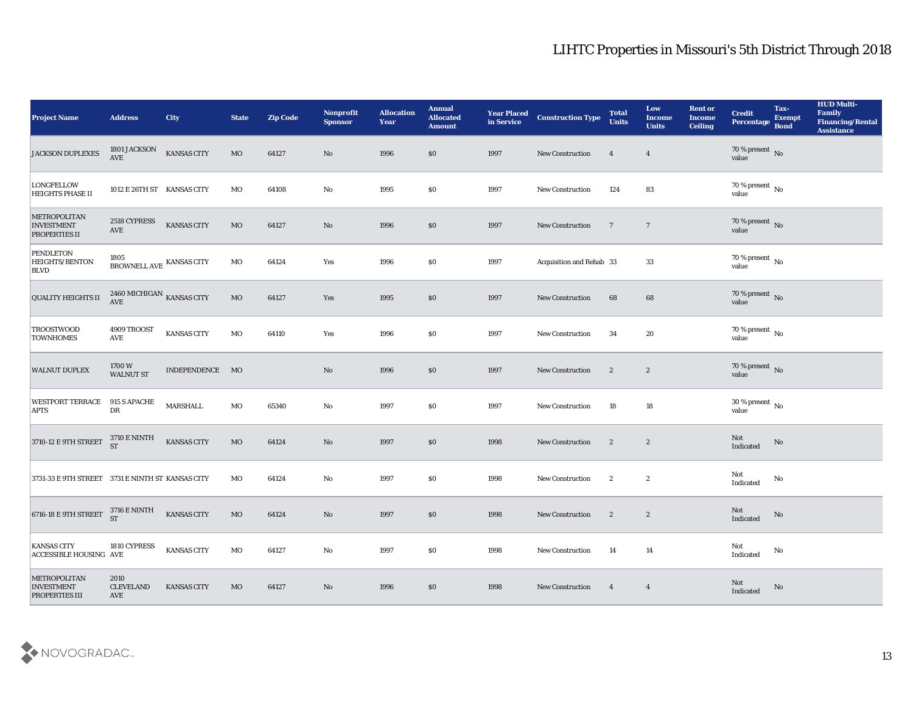# LIHTC Properties in Missouri's 5th District Through 2018

| Project Name | Address | City | State | Zip Code | Nonprofit Sponsor | Allocation Year | Annual Allocated Amount | Year Placed in Service | Construction Type | Total Units | Low Income Units | Rent or Income Ceiling | Credit Percentage | Tax-Exempt Bond | HUD Multi-Family Financing/Rental Assistance |
|---|---|---|---|---|---|---|---|---|---|---|---|---|---|---|---|
| JACKSON DUPLEXES | 1801 JACKSON AVE | KANSAS CITY | MO | 64127 | No | 1996 | $0 | 1997 | New Construction | 4 | 4 | | 70 % present value | No | |
| LONGFELLOW HEIGHTS PHASE II | 1012 E 26TH ST | KANSAS CITY | MO | 64108 | No | 1995 | $0 | 1997 | New Construction | 124 | 83 | | 70 % present value | No | |
| METROPOLITAN INVESTMENT PROPERTIES II | 2518 CYPRESS AVE | KANSAS CITY | MO | 64127 | No | 1996 | $0 | 1997 | New Construction | 7 | 7 | | 70 % present value | No | |
| PENDLETON HEIGHTS/BENTON BLVD | 1805 BROWNELL AVE | KANSAS CITY | MO | 64124 | Yes | 1996 | $0 | 1997 | Acquisition and Rehab | 33 | 33 | | 70 % present value | No | |
| QUALITY HEIGHTS II | 2460 MICHIGAN AVE | KANSAS CITY | MO | 64127 | Yes | 1995 | $0 | 1997 | New Construction | 68 | 68 | | 70 % present value | No | |
| TROOSTWOOD TOWNHOMES | 4909 TROOST AVE | KANSAS CITY | MO | 64110 | Yes | 1996 | $0 | 1997 | New Construction | 34 | 20 | | 70 % present value | No | |
| WALNUT DUPLEX | 1700 W WALNUT ST | INDEPENDENCE | MO | | No | 1996 | $0 | 1997 | New Construction | 2 | 2 | | 70 % present value | No | |
| WESTPORT TERRACE APTS | 915 S APACHE DR | MARSHALL | MO | 65340 | No | 1997 | $0 | 1997 | New Construction | 18 | 18 | | 30 % present value | No | |
| 3710-12 E 9TH STREET | 3710 E NINTH ST | KANSAS CITY | MO | 64124 | No | 1997 | $0 | 1998 | New Construction | 2 | 2 | | Not Indicated | No | |
| 3731-33 E 9TH STREET | 3731 E NINTH ST | KANSAS CITY | MO | 64124 | No | 1997 | $0 | 1998 | New Construction | 2 | 2 | | Not Indicated | No | |
| 6716-18 E 9TH STREET | 3716 E NINTH ST | KANSAS CITY | MO | 64124 | No | 1997 | $0 | 1998 | New Construction | 2 | 2 | | Not Indicated | No | |
| KANSAS CITY ACCESSIBLE HOUSING | 1810 CYPRESS AVE | KANSAS CITY | MO | 64127 | No | 1997 | $0 | 1998 | New Construction | 14 | 14 | | Not Indicated | No | |
| METROPOLITAN INVESTMENT PROPERTIES III | 2010 CLEVELAND AVE | KANSAS CITY | MO | 64127 | No | 1996 | $0 | 1998 | New Construction | 4 | 4 | | Not Indicated | No | |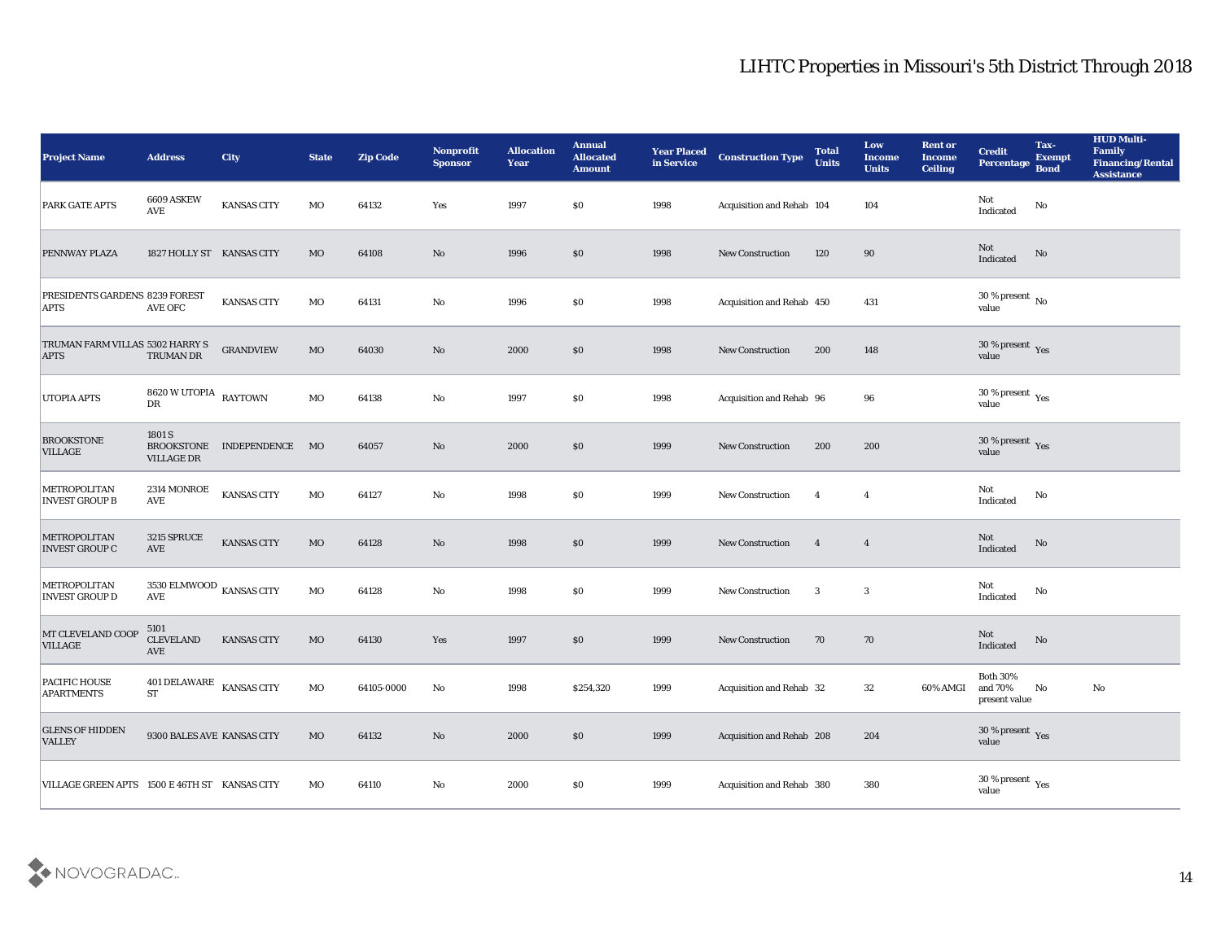# LIHTC Properties in Missouri's 5th District Through 2018

| Project Name | Address | City | State | Zip Code | Nonprofit Sponsor | Allocation Year | Annual Allocated Amount | Year Placed in Service | Construction Type | Total Units | Low Income Units | Rent or Income Ceiling | Credit Percentage | Tax-Exempt Bond | HUD Multi-Family Financing/Rental Assistance |
|---|---|---|---|---|---|---|---|---|---|---|---|---|---|---|---|
| PARK GATE APTS | 6609 ASKEW AVE | KANSAS CITY | MO | 64132 | Yes | 1997 | $0 | 1998 | Acquisition and Rehab | 104 | 104 | | Not Indicated | No | |
| PENNWAY PLAZA | 1827 HOLLY ST | KANSAS CITY | MO | 64108 | No | 1996 | $0 | 1998 | New Construction | 120 | 90 | | Not Indicated | No | |
| PRESIDENTS GARDENS APTS | 8239 FOREST AVE OFC | KANSAS CITY | MO | 64131 | No | 1996 | $0 | 1998 | Acquisition and Rehab | 450 | 431 | | 30 % present value | No | |
| TRUMAN FARM VILLAS APTS | 5302 HARRY S TRUMAN DR | GRANDVIEW | MO | 64030 | No | 2000 | $0 | 1998 | New Construction | 200 | 148 | | 30 % present value | Yes | |
| UTOPIA APTS | 8620 W UTOPIA DR | RAYTOWN | MO | 64138 | No | 1997 | $0 | 1998 | Acquisition and Rehab | 96 | 96 | | 30 % present value | Yes | |
| BROOKSTONE VILLAGE | 1801 S BROOKSTONE VILLAGE DR | INDEPENDENCE | MO | 64057 | No | 2000 | $0 | 1999 | New Construction | 200 | 200 | | 30 % present value | Yes | |
| METROPOLITAN INVEST GROUP B | 2314 MONROE AVE | KANSAS CITY | MO | 64127 | No | 1998 | $0 | 1999 | New Construction | 4 | 4 | | Not Indicated | No | |
| METROPOLITAN INVEST GROUP C | 3215 SPRUCE AVE | KANSAS CITY | MO | 64128 | No | 1998 | $0 | 1999 | New Construction | 4 | 4 | | Not Indicated | No | |
| METROPOLITAN INVEST GROUP D | 3530 ELMWOOD AVE | KANSAS CITY | MO | 64128 | No | 1998 | $0 | 1999 | New Construction | 3 | 3 | | Not Indicated | No | |
| MT CLEVELAND COOP VILLAGE | 5101 CLEVELAND AVE | KANSAS CITY | MO | 64130 | Yes | 1997 | $0 | 1999 | New Construction | 70 | 70 | | Not Indicated | No | |
| PACIFIC HOUSE APARTMENTS | 401 DELAWARE ST | KANSAS CITY | MO | 64105-0000 | No | 1998 | $254,320 | 1999 | Acquisition and Rehab | 32 | 32 | 60% AMGI | Both 30% and 70% present value | No | No |
| GLENS OF HIDDEN VALLEY | 9300 BALES AVE | KANSAS CITY | MO | 64132 | No | 2000 | $0 | 1999 | Acquisition and Rehab | 208 | 204 | | 30 % present value | Yes | |
| VILLAGE GREEN APTS | 1500 E 46TH ST | KANSAS CITY | MO | 64110 | No | 2000 | $0 | 1999 | Acquisition and Rehab | 380 | 380 | | 30 % present value | Yes | |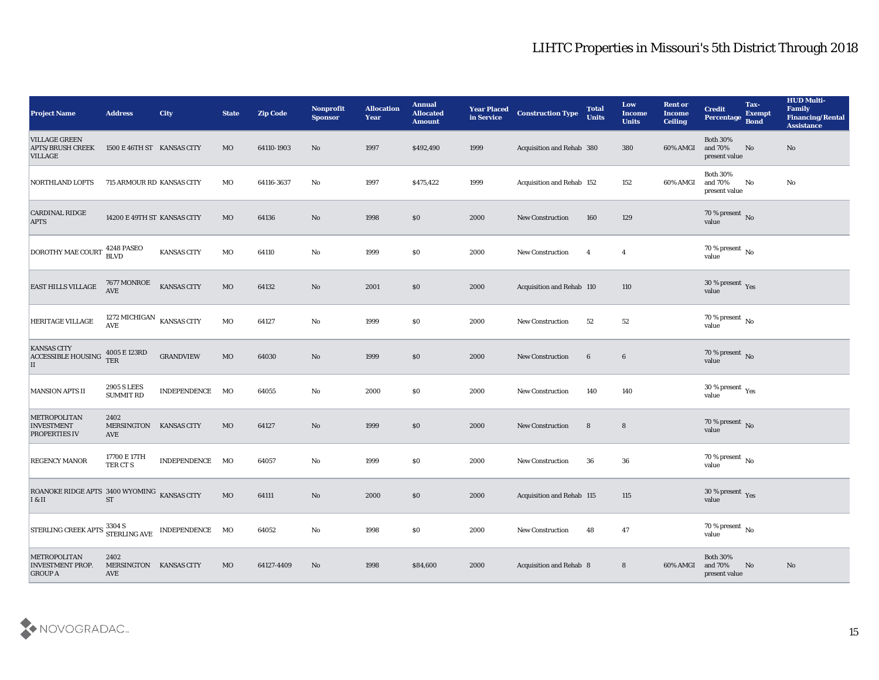# LIHTC Properties in Missouri's 5th District Through 2018

| Project Name | Address | City | State | Zip Code | Nonprofit Sponsor | Allocation Year | Annual Allocated Amount | Year Placed in Service | Construction Type | Total Units | Low Income Units | Rent or Income Ceiling | Credit Percentage | Tax-Exempt Bond | HUD Multi-Family Financing/Rental Assistance |
|---|---|---|---|---|---|---|---|---|---|---|---|---|---|---|---|
| VILLAGE GREEN APTS/BRUSH CREEK VILLAGE | 1500 E 46TH ST | KANSAS CITY | MO | 64110-1903 | No | 1997 | $492,490 | 1999 | Acquisition and Rehab | 380 | 380 | 60% AMGI | Both 30% and 70% present value | No | No |
| NORTHLAND LOFTS | 715 ARMOUR RD | KANSAS CITY | MO | 64116-3637 | No | 1997 | $475,422 | 1999 | Acquisition and Rehab | 152 | 152 | 60% AMGI | Both 30% and 70% present value | No | No |
| CARDINAL RIDGE APTS | 14200 E 49TH ST | KANSAS CITY | MO | 64136 | No | 1998 | $0 | 2000 | New Construction | 160 | 129 | | 70 % present value | No | |
| DOROTHY MAE COURT | 4248 PASEO BLVD | KANSAS CITY | MO | 64110 | No | 1999 | $0 | 2000 | New Construction | 4 | 4 | | 70 % present value | No | |
| EAST HILLS VILLAGE | 7677 MONROE AVE | KANSAS CITY | MO | 64132 | No | 2001 | $0 | 2000 | Acquisition and Rehab | 110 | 110 | | 30 % present value | Yes | |
| HERITAGE VILLAGE | 1272 MICHIGAN AVE | KANSAS CITY | MO | 64127 | No | 1999 | $0 | 2000 | New Construction | 52 | 52 | | 70 % present value | No | |
| KANSAS CITY ACCESSIBLE HOUSING II | 4005 E 123RD TER | GRANDVIEW | MO | 64030 | No | 1999 | $0 | 2000 | New Construction | 6 | 6 | | 70 % present value | No | |
| MANSION APTS II | 2905 S LEES SUMMIT RD | INDEPENDENCE | MO | 64055 | No | 2000 | $0 | 2000 | New Construction | 140 | 140 | | 30 % present value | Yes | |
| METROPOLITAN INVESTMENT PROPERTIES IV | 2402 MERSINGTON AVE | KANSAS CITY | MO | 64127 | No | 1999 | $0 | 2000 | New Construction | 8 | 8 | | 70 % present value | No | |
| REGENCY MANOR | 17700 E 17TH TER CT S | INDEPENDENCE | MO | 64057 | No | 1999 | $0 | 2000 | New Construction | 36 | 36 | | 70 % present value | No | |
| ROANOKE RIDGE APTS I & II | 3400 WYOMING ST | KANSAS CITY | MO | 64111 | No | 2000 | $0 | 2000 | Acquisition and Rehab | 115 | 115 | | 30 % present value | Yes | |
| STERLING CREEK APTS | 3304 S STERLING AVE | INDEPENDENCE | MO | 64052 | No | 1998 | $0 | 2000 | New Construction | 48 | 47 | | 70 % present value | No | |
| METROPOLITAN INVESTMENT PROP. GROUP A | 2402 MERSINGTON AVE | KANSAS CITY | MO | 64127-4409 | No | 1998 | $84,600 | 2000 | Acquisition and Rehab | 8 | 8 | 60% AMGI | Both 30% and 70% present value | No | No |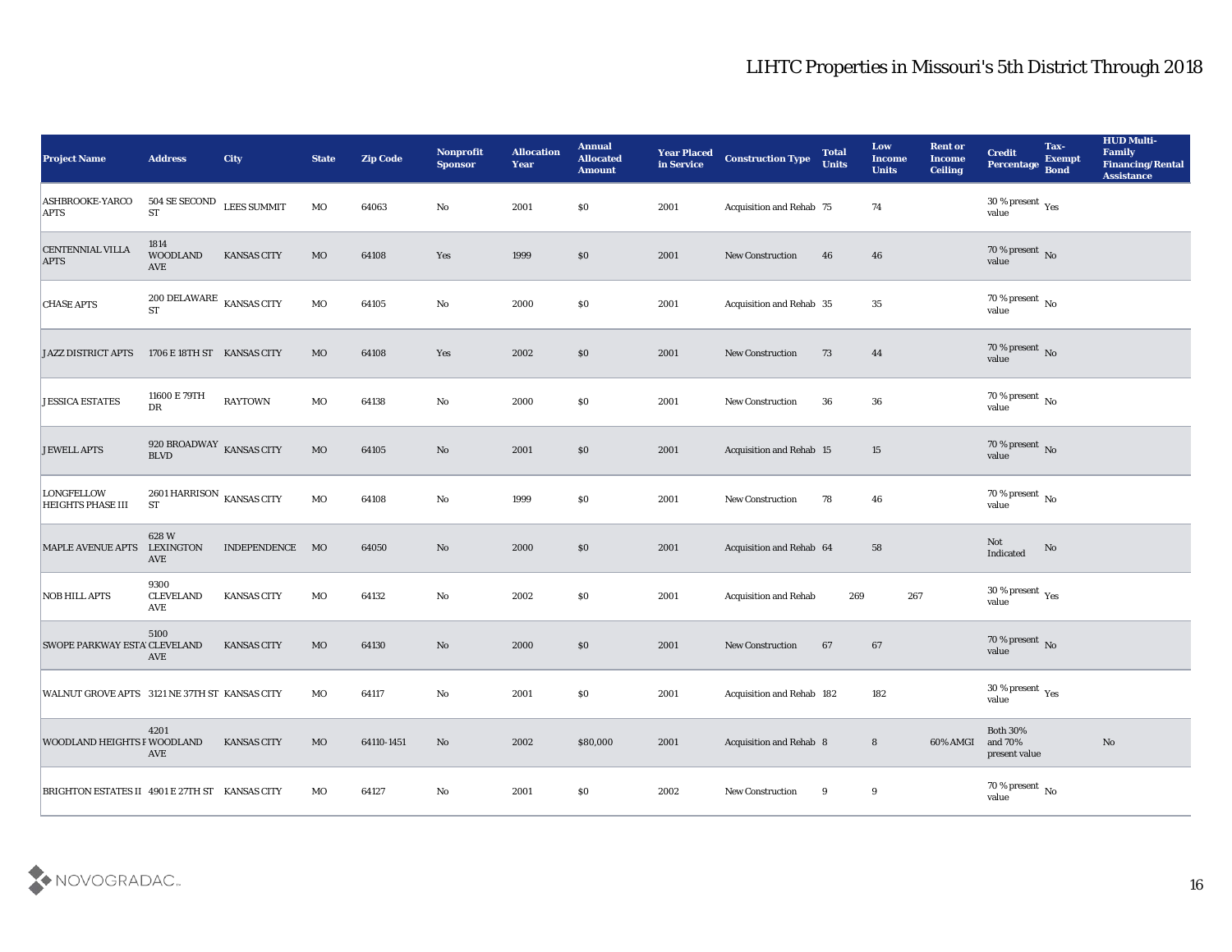## LIHTC Properties in Missouri's 5th District Through 2018

| Project Name | Address | City | State | Zip Code | Nonprofit Sponsor | Allocation Year | Annual Allocated Amount | Year Placed in Service | Construction Type | Total Units | Low Income Units | Rent or Income Ceiling | Credit Percentage | Tax-Exempt Bond | HUD Multi-Family Financing/Rental Assistance |
|---|---|---|---|---|---|---|---|---|---|---|---|---|---|---|---|
| ASHBROOKE-YARCO APTS | 504 SE SECOND ST | LEES SUMMIT | MO | 64063 | No | 2001 | $0 | 2001 | Acquisition and Rehab | 75 | 74 | | 30 % present value | Yes | |
| CENTENNIAL VILLA APTS | 1814 WOODLAND AVE | KANSAS CITY | MO | 64108 | Yes | 1999 | $0 | 2001 | New Construction | 46 | 46 | | 70 % present value | No | |
| CHASE APTS | 200 DELAWARE ST | KANSAS CITY | MO | 64105 | No | 2000 | $0 | 2001 | Acquisition and Rehab | 35 | 35 | | 70 % present value | No | |
| JAZZ DISTRICT APTS | 1706 E 18TH ST | KANSAS CITY | MO | 64108 | Yes | 2002 | $0 | 2001 | New Construction | 73 | 44 | | 70 % present value | No | |
| JESSICA ESTATES | 11600 E 79TH DR | RAYTOWN | MO | 64138 | No | 2000 | $0 | 2001 | New Construction | 36 | 36 | | 70 % present value | No | |
| JEWELL APTS | 920 BROADWAY BLVD | KANSAS CITY | MO | 64105 | No | 2001 | $0 | 2001 | Acquisition and Rehab | 15 | 15 | | 70 % present value | No | |
| LONGFELLOW HEIGHTS PHASE III | 2601 HARRISON ST | KANSAS CITY | MO | 64108 | No | 1999 | $0 | 2001 | New Construction | 78 | 46 | | 70 % present value | No | |
| MAPLE AVENUE APTS | 628 W LEXINGTON AVE | INDEPENDENCE | MO | 64050 | No | 2000 | $0 | 2001 | Acquisition and Rehab | 64 | 58 | | Not Indicated | No | |
| NOB HILL APTS | 9300 CLEVELAND AVE | KANSAS CITY | MO | 64132 | No | 2002 | $0 | 2001 | Acquisition and Rehab | 269 | 267 | | 30 % present value | Yes | |
| SWOPE PARKWAY ESTA' | 5100 CLEVELAND AVE | KANSAS CITY | MO | 64130 | No | 2000 | $0 | 2001 | New Construction | 67 | 67 | | 70 % present value | No | |
| WALNUT GROVE APTS | 3121 NE 37TH ST | KANSAS CITY | MO | 64117 | No | 2001 | $0 | 2001 | Acquisition and Rehab | 182 | 182 | | 30 % present value | Yes | |
| WOODLAND HEIGHTS F | 4201 WOODLAND AVE | KANSAS CITY | MO | 64110-1451 | No | 2002 | $80,000 | 2001 | Acquisition and Rehab | 8 | 8 | 60% AMGI | Both 30% and 70% present value | | No |
| BRIGHTON ESTATES II | 4901 E 27TH ST | KANSAS CITY | MO | 64127 | No | 2001 | $0 | 2002 | New Construction | 9 | 9 | | 70 % present value | No | |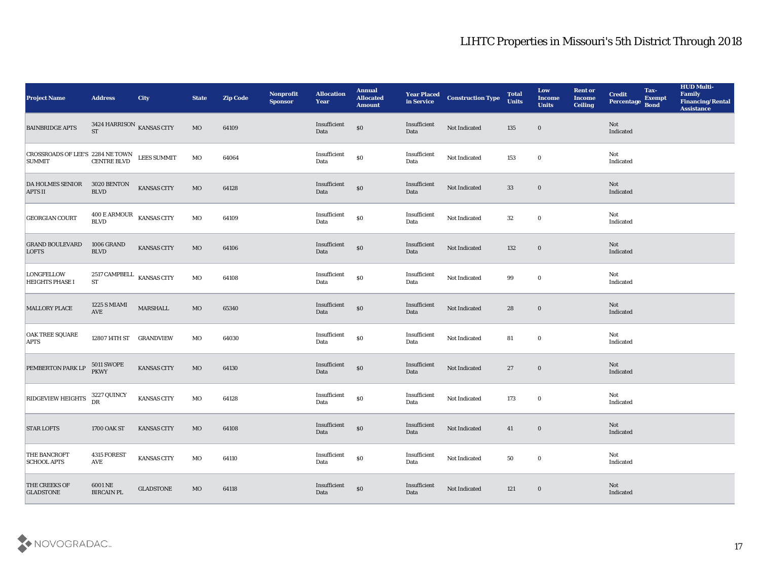# LIHTC Properties in Missouri's 5th District Through 2018

| Project Name | Address | City | State | Zip Code | Nonprofit Sponsor | Allocation Year | Annual Allocated Amount | Year Placed in Service | Construction Type | Total Units | Low Income Units | Rent or Income Ceiling | Credit Percentage | Tax-Exempt Bond | HUD Multi-Family Financing/Rental Assistance |
|---|---|---|---|---|---|---|---|---|---|---|---|---|---|---|---|
| BAINBRIDGE APTS | 3424 HARRISON ST | KANSAS CITY | MO | 64109 | | Insufficient Data | $0 | Insufficient Data | Not Indicated | 135 | 0 | | Not Indicated | | |
| CROSSROADS OF LEE'S SUMMIT | 2284 NE TOWN CENTRE BLVD | LEES SUMMIT | MO | 64064 | | Insufficient Data | $0 | Insufficient Data | Not Indicated | 153 | 0 | | Not Indicated | | |
| DA HOLMES SENIOR APTS II | 3020 BENTON BLVD | KANSAS CITY | MO | 64128 | | Insufficient Data | $0 | Insufficient Data | Not Indicated | 33 | 0 | | Not Indicated | | |
| GEORGIAN COURT | 400 E ARMOUR BLVD | KANSAS CITY | MO | 64109 | | Insufficient Data | $0 | Insufficient Data | Not Indicated | 32 | 0 | | Not Indicated | | |
| GRAND BOULEVARD LOFTS | 1006 GRAND BLVD | KANSAS CITY | MO | 64106 | | Insufficient Data | $0 | Insufficient Data | Not Indicated | 132 | 0 | | Not Indicated | | |
| LONGFELLOW HEIGHTS PHASE I | 2517 CAMPBELL ST | KANSAS CITY | MO | 64108 | | Insufficient Data | $0 | Insufficient Data | Not Indicated | 99 | 0 | | Not Indicated | | |
| MALLORY PLACE | 1225 S MIAMI AVE | MARSHALL | MO | 65340 | | Insufficient Data | $0 | Insufficient Data | Not Indicated | 28 | 0 | | Not Indicated | | |
| OAK TREE SQUARE APTS | 12807 14TH ST | GRANDVIEW | MO | 64030 | | Insufficient Data | $0 | Insufficient Data | Not Indicated | 81 | 0 | | Not Indicated | | |
| PEMBERTON PARK LP | 5011 SWOPE PKWY | KANSAS CITY | MO | 64130 | | Insufficient Data | $0 | Insufficient Data | Not Indicated | 27 | 0 | | Not Indicated | | |
| RIDGEVIEW HEIGHTS | 3227 QUINCY DR | KANSAS CITY | MO | 64128 | | Insufficient Data | $0 | Insufficient Data | Not Indicated | 173 | 0 | | Not Indicated | | |
| STAR LOFTS | 1700 OAK ST | KANSAS CITY | MO | 64108 | | Insufficient Data | $0 | Insufficient Data | Not Indicated | 41 | 0 | | Not Indicated | | |
| THE BANCROFT SCHOOL APTS | 4315 FOREST AVE | KANSAS CITY | MO | 64110 | | Insufficient Data | $0 | Insufficient Data | Not Indicated | 50 | 0 | | Not Indicated | | |
| THE CREEKS OF GLADSTONE | 6001 NE BIRCAIN PL | GLADSTONE | MO | 64118 | | Insufficient Data | $0 | Insufficient Data | Not Indicated | 121 | 0 | | Not Indicated | | |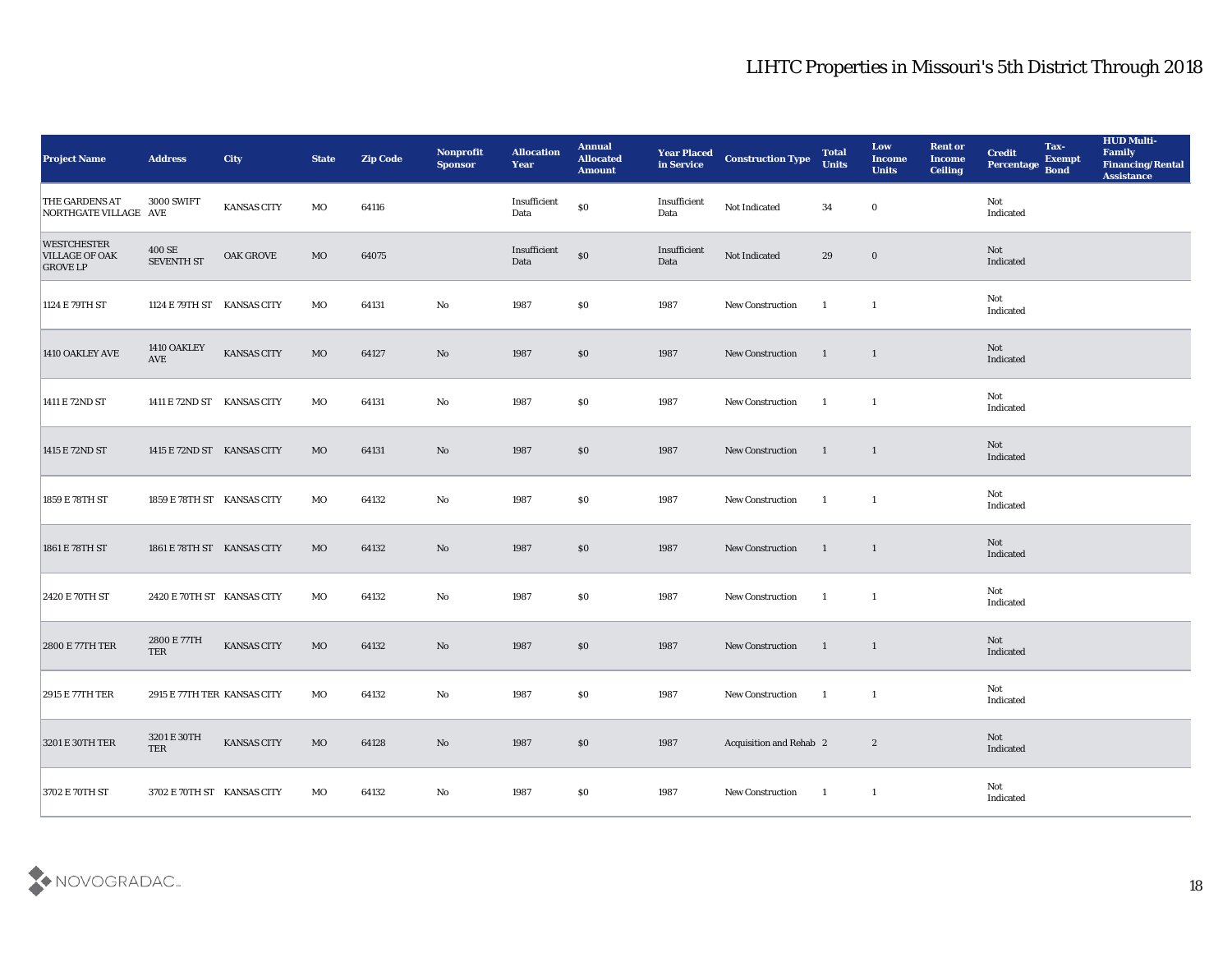# LIHTC Properties in Missouri's 5th District Through 2018

| Project Name | Address | City | State | Zip Code | Nonprofit Sponsor | Allocation Year | Annual Allocated Amount | Year Placed in Service | Construction Type | Total Units | Low Income Units | Rent or Income Ceiling | Credit Percentage | Tax-Exempt Bond | HUD Multi-Family Financing/Rental Assistance |
|---|---|---|---|---|---|---|---|---|---|---|---|---|---|---|---|
| THE GARDENS AT NORTHGATE VILLAGE | 3000 SWIFT AVE | KANSAS CITY | MO | 64116 | | Insufficient Data | $0 | Insufficient Data | Not Indicated | 34 | 0 | | Not Indicated | | |
| WESTCHESTER VILLAGE OF OAK GROVE LP | 400 SE SEVENTH ST | OAK GROVE | MO | 64075 | | Insufficient Data | $0 | Insufficient Data | Not Indicated | 29 | 0 | | Not Indicated | | |
| 1124 E 79TH ST | 1124 E 79TH ST | KANSAS CITY | MO | 64131 | No | 1987 | $0 | 1987 | New Construction | 1 | 1 | | Not Indicated | | |
| 1410 OAKLEY AVE | 1410 OAKLEY AVE | KANSAS CITY | MO | 64127 | No | 1987 | $0 | 1987 | New Construction | 1 | 1 | | Not Indicated | | |
| 1411 E 72ND ST | 1411 E 72ND ST | KANSAS CITY | MO | 64131 | No | 1987 | $0 | 1987 | New Construction | 1 | 1 | | Not Indicated | | |
| 1415 E 72ND ST | 1415 E 72ND ST | KANSAS CITY | MO | 64131 | No | 1987 | $0 | 1987 | New Construction | 1 | 1 | | Not Indicated | | |
| 1859 E 78TH ST | 1859 E 78TH ST | KANSAS CITY | MO | 64132 | No | 1987 | $0 | 1987 | New Construction | 1 | 1 | | Not Indicated | | |
| 1861 E 78TH ST | 1861 E 78TH ST | KANSAS CITY | MO | 64132 | No | 1987 | $0 | 1987 | New Construction | 1 | 1 | | Not Indicated | | |
| 2420 E 70TH ST | 2420 E 70TH ST | KANSAS CITY | MO | 64132 | No | 1987 | $0 | 1987 | New Construction | 1 | 1 | | Not Indicated | | |
| 2800 E 77TH TER | 2800 E 77TH TER | KANSAS CITY | MO | 64132 | No | 1987 | $0 | 1987 | New Construction | 1 | 1 | | Not Indicated | | |
| 2915 E 77TH TER | 2915 E 77TH TER | KANSAS CITY | MO | 64132 | No | 1987 | $0 | 1987 | New Construction | 1 | 1 | | Not Indicated | | |
| 3201 E 30TH TER | 3201 E 30TH TER | KANSAS CITY | MO | 64128 | No | 1987 | $0 | 1987 | Acquisition and Rehab | 2 | 2 | | Not Indicated | | |
| 3702 E 70TH ST | 3702 E 70TH ST | KANSAS CITY | MO | 64132 | No | 1987 | $0 | 1987 | New Construction | 1 | 1 | | Not Indicated | | |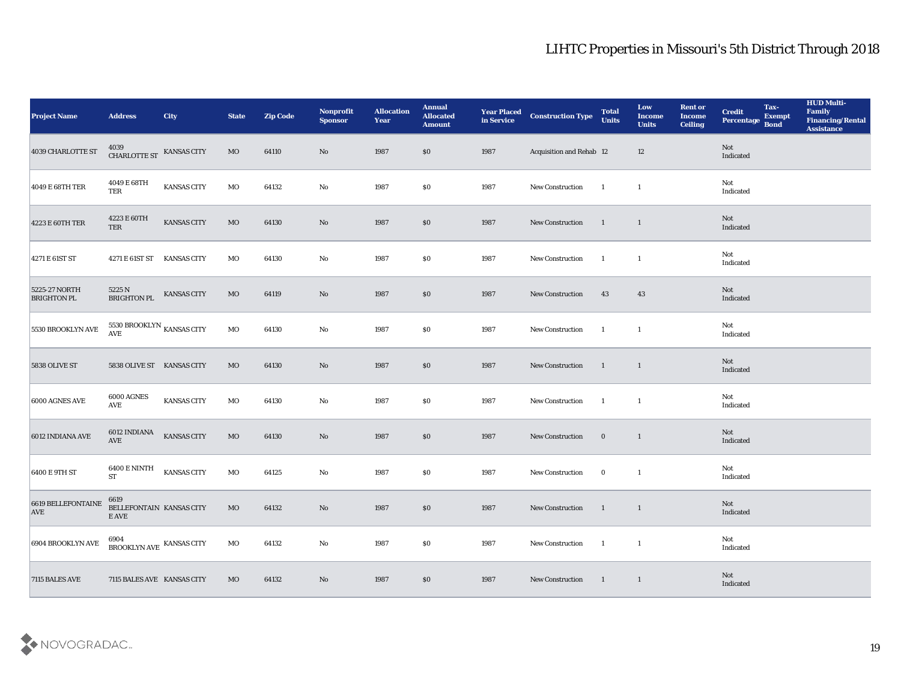# LIHTC Properties in Missouri's 5th District Through 2018

| Project Name | Address | City | State | Zip Code | Nonprofit Sponsor | Allocation Year | Annual Allocated Amount | Year Placed in Service | Construction Type | Total Units | Low Income Units | Rent or Income Ceiling | Credit Percentage | Tax-Exempt Bond | HUD Multi-Family Financing/Rental Assistance |
|---|---|---|---|---|---|---|---|---|---|---|---|---|---|---|---|
| 4039 CHARLOTTE ST | 4039 CHARLOTTE ST | KANSAS CITY | MO | 64110 | No | 1987 | $0 | 1987 | Acquisition and Rehab | 12 | 12 | | Not Indicated | | |
| 4049 E 68TH TER | 4049 E 68TH TER | KANSAS CITY | MO | 64132 | No | 1987 | $0 | 1987 | New Construction | 1 | 1 | | Not Indicated | | |
| 4223 E 60TH TER | 4223 E 60TH TER | KANSAS CITY | MO | 64130 | No | 1987 | $0 | 1987 | New Construction | 1 | 1 | | Not Indicated | | |
| 4271 E 61ST ST | 4271 E 61ST ST | KANSAS CITY | MO | 64130 | No | 1987 | $0 | 1987 | New Construction | 1 | 1 | | Not Indicated | | |
| 5225-27 NORTH BRIGHTON PL | 5225 N BRIGHTON PL | KANSAS CITY | MO | 64119 | No | 1987 | $0 | 1987 | New Construction | 43 | 43 | | Not Indicated | | |
| 5530 BROOKLYN AVE | 5530 BROOKLYN AVE | KANSAS CITY | MO | 64130 | No | 1987 | $0 | 1987 | New Construction | 1 | 1 | | Not Indicated | | |
| 5838 OLIVE ST | 5838 OLIVE ST | KANSAS CITY | MO | 64130 | No | 1987 | $0 | 1987 | New Construction | 1 | 1 | | Not Indicated | | |
| 6000 AGNES AVE | 6000 AGNES AVE | KANSAS CITY | MO | 64130 | No | 1987 | $0 | 1987 | New Construction | 1 | 1 | | Not Indicated | | |
| 6012 INDIANA AVE | 6012 INDIANA AVE | KANSAS CITY | MO | 64130 | No | 1987 | $0 | 1987 | New Construction | 0 | 1 | | Not Indicated | | |
| 6400 E 9TH ST | 6400 E NINTH ST | KANSAS CITY | MO | 64125 | No | 1987 | $0 | 1987 | New Construction | 0 | 1 | | Not Indicated | | |
| 6619 BELLEFONTAINE AVE | 6619 BELLEFONTAINE AVE | KANSAS CITY | MO | 64132 | No | 1987 | $0 | 1987 | New Construction | 1 | 1 | | Not Indicated | | |
| 6904 BROOKLYN AVE | 6904 BROOKLYN AVE | KANSAS CITY | MO | 64132 | No | 1987 | $0 | 1987 | New Construction | 1 | 1 | | Not Indicated | | |
| 7115 BALES AVE | 7115 BALES AVE | KANSAS CITY | MO | 64132 | No | 1987 | $0 | 1987 | New Construction | 1 | 1 | | Not Indicated | | |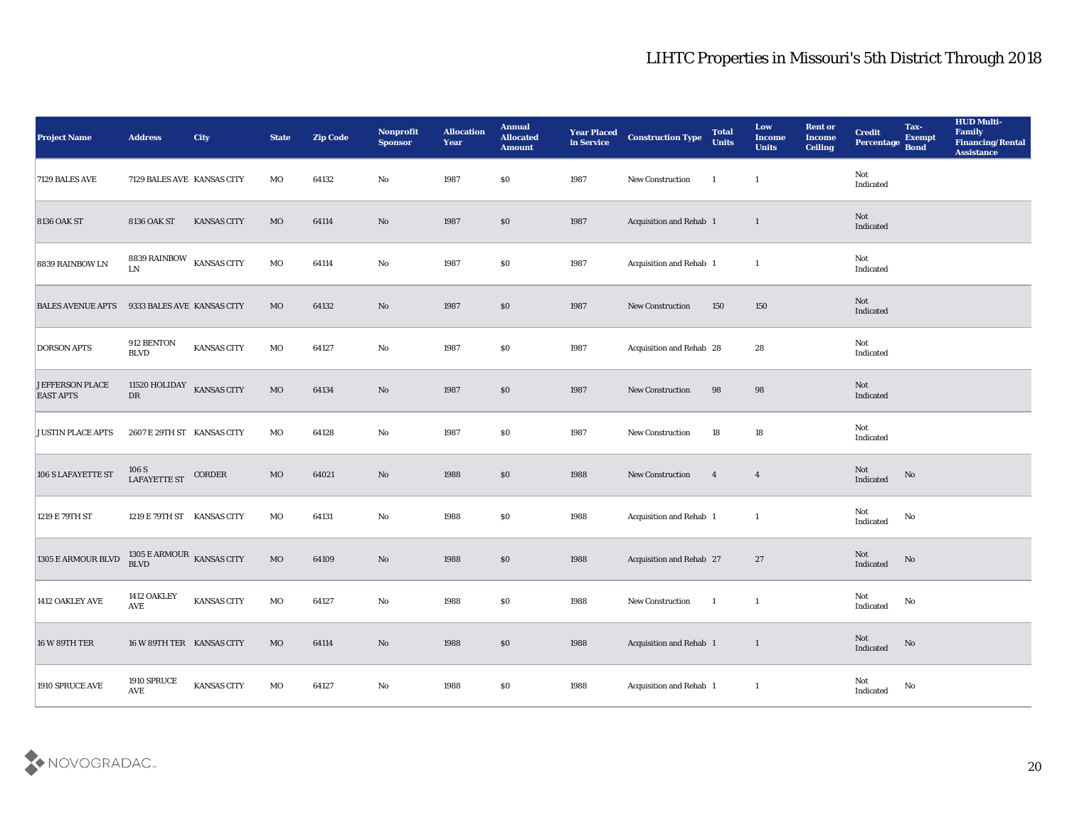# LIHTC Properties in Missouri's 5th District Through 2018

| Project Name | Address | City | State | Zip Code | Nonprofit Sponsor | Allocation Year | Annual Allocated Amount | Year Placed in Service | Construction Type | Total Units | Low Income Units | Rent or Income Ceiling | Credit Percentage | Tax-Exempt Bond | HUD Multi-Family Financing/Rental Assistance |
|---|---|---|---|---|---|---|---|---|---|---|---|---|---|---|---|
| 7129 BALES AVE | 7129 BALES AVE | KANSAS CITY | MO | 64132 | No | 1987 | $0 | 1987 | New Construction | 1 | 1 | | Not Indicated | | |
| 8136 OAK ST | 8136 OAK ST | KANSAS CITY | MO | 64114 | No | 1987 | $0 | 1987 | Acquisition and Rehab | 1 | 1 | | Not Indicated | | |
| 8839 RAINBOW LN | 8839 RAINBOW LN | KANSAS CITY | MO | 64114 | No | 1987 | $0 | 1987 | Acquisition and Rehab | 1 | 1 | | Not Indicated | | |
| BALES AVENUE APTS | 9333 BALES AVE | KANSAS CITY | MO | 64132 | No | 1987 | $0 | 1987 | New Construction | 150 | 150 | | Not Indicated | | |
| DORSON APTS | 912 BENTON BLVD | KANSAS CITY | MO | 64127 | No | 1987 | $0 | 1987 | Acquisition and Rehab | 28 | 28 | | Not Indicated | | |
| JEFFERSON PLACE EAST APTS | 11520 HOLIDAY DR | KANSAS CITY | MO | 64134 | No | 1987 | $0 | 1987 | New Construction | 98 | 98 | | Not Indicated | | |
| JUSTIN PLACE APTS | 2607 E 29TH ST | KANSAS CITY | MO | 64128 | No | 1987 | $0 | 1987 | New Construction | 18 | 18 | | Not Indicated | | |
| 106 S LAFAYETTE ST | 106 S LAFAYETTE ST | CORDER | MO | 64021 | No | 1988 | $0 | 1988 | New Construction | 4 | 4 | | Not Indicated | No | |
| 1219 E 79TH ST | 1219 E 79TH ST | KANSAS CITY | MO | 64131 | No | 1988 | $0 | 1988 | Acquisition and Rehab | 1 | 1 | | Not Indicated | No | |
| 1305 E ARMOUR BLVD | 1305 E ARMOUR BLVD | KANSAS CITY | MO | 64109 | No | 1988 | $0 | 1988 | Acquisition and Rehab | 27 | 27 | | Not Indicated | No | |
| 1412 OAKLEY AVE | 1412 OAKLEY AVE | KANSAS CITY | MO | 64127 | No | 1988 | $0 | 1988 | New Construction | 1 | 1 | | Not Indicated | No | |
| 16 W 89TH TER | 16 W 89TH TER | KANSAS CITY | MO | 64114 | No | 1988 | $0 | 1988 | Acquisition and Rehab | 1 | 1 | | Not Indicated | No | |
| 1910 SPRUCE AVE | 1910 SPRUCE AVE | KANSAS CITY | MO | 64127 | No | 1988 | $0 | 1988 | Acquisition and Rehab | 1 | 1 | | Not Indicated | No | |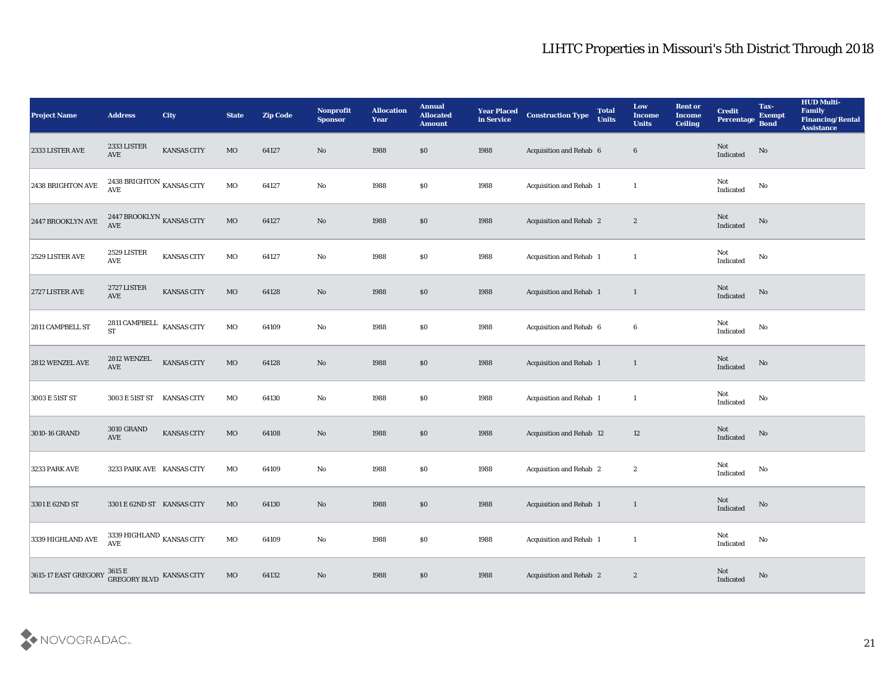# LIHTC Properties in Missouri's 5th District Through 2018

| Project Name | Address | City | State | Zip Code | Nonprofit Sponsor | Allocation Year | Annual Allocated Amount | Year Placed in Service | Construction Type | Total Units | Low Income Units | Rent or Income Ceiling | Credit Percentage | Tax-Exempt Bond | HUD Multi-Family Financing/Rental Assistance |
|---|---|---|---|---|---|---|---|---|---|---|---|---|---|---|---|
| 2333 LISTER AVE | 2333 LISTER AVE | KANSAS CITY | MO | 64127 | No | 1988 | $0 | 1988 | Acquisition and Rehab | 6 | 6 | | Not Indicated | No | |
| 2438 BRIGHTON AVE | 2438 BRIGHTON AVE | KANSAS CITY | MO | 64127 | No | 1988 | $0 | 1988 | Acquisition and Rehab | 1 | 1 | | Not Indicated | No | |
| 2447 BROOKLYN AVE | 2447 BROOKLYN AVE | KANSAS CITY | MO | 64127 | No | 1988 | $0 | 1988 | Acquisition and Rehab | 2 | 2 | | Not Indicated | No | |
| 2529 LISTER AVE | 2529 LISTER AVE | KANSAS CITY | MO | 64127 | No | 1988 | $0 | 1988 | Acquisition and Rehab | 1 | 1 | | Not Indicated | No | |
| 2727 LISTER AVE | 2727 LISTER AVE | KANSAS CITY | MO | 64128 | No | 1988 | $0 | 1988 | Acquisition and Rehab | 1 | 1 | | Not Indicated | No | |
| 2811 CAMPBELL ST | 2811 CAMPBELL ST | KANSAS CITY | MO | 64109 | No | 1988 | $0 | 1988 | Acquisition and Rehab | 6 | 6 | | Not Indicated | No | |
| 2812 WENZEL AVE | 2812 WENZEL AVE | KANSAS CITY | MO | 64128 | No | 1988 | $0 | 1988 | Acquisition and Rehab | 1 | 1 | | Not Indicated | No | |
| 3003 E 51ST ST | 3003 E 51ST ST | KANSAS CITY | MO | 64130 | No | 1988 | $0 | 1988 | Acquisition and Rehab | 1 | 1 | | Not Indicated | No | |
| 3010-16 GRAND | 3010 GRAND AVE | KANSAS CITY | MO | 64108 | No | 1988 | $0 | 1988 | Acquisition and Rehab | 12 | 12 | | Not Indicated | No | |
| 3233 PARK AVE | 3233 PARK AVE | KANSAS CITY | MO | 64109 | No | 1988 | $0 | 1988 | Acquisition and Rehab | 2 | 2 | | Not Indicated | No | |
| 3301 E 62ND ST | 3301 E 62ND ST | KANSAS CITY | MO | 64130 | No | 1988 | $0 | 1988 | Acquisition and Rehab | 1 | 1 | | Not Indicated | No | |
| 3339 HIGHLAND AVE | 3339 HIGHLAND AVE | KANSAS CITY | MO | 64109 | No | 1988 | $0 | 1988 | Acquisition and Rehab | 1 | 1 | | Not Indicated | No | |
| 3615-17 EAST GREGORY | 3615 E GREGORY BLVD | KANSAS CITY | MO | 64132 | No | 1988 | $0 | 1988 | Acquisition and Rehab | 2 | 2 | | Not Indicated | No | |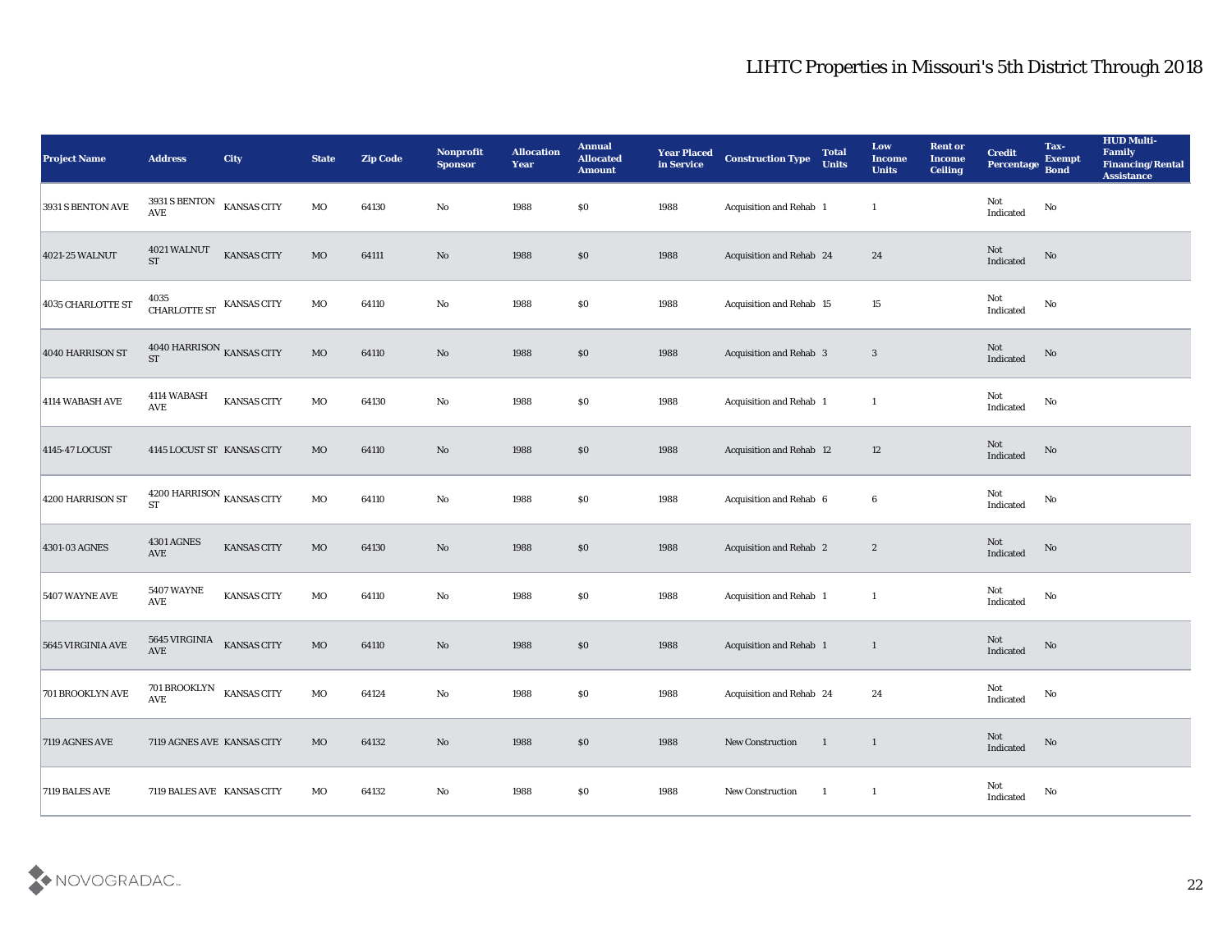## LIHTC Properties in Missouri's 5th District Through 2018

| Project Name | Address | City | State | Zip Code | Nonprofit Sponsor | Allocation Year | Annual Allocated Amount | Year Placed in Service | Construction Type | Total Units | Low Income Units | Rent or Income Ceiling | Credit Percentage | Tax-Exempt Bond | HUD Multi-Family Financing/Rental Assistance |
|---|---|---|---|---|---|---|---|---|---|---|---|---|---|---|---|
| 3931 S BENTON AVE | 3931 S BENTON AVE | KANSAS CITY | MO | 64130 | No | 1988 | $0 | 1988 | Acquisition and Rehab | 1 | 1 | | Not Indicated | No | |
| 4021-25 WALNUT | 4021 WALNUT ST | KANSAS CITY | MO | 64111 | No | 1988 | $0 | 1988 | Acquisition and Rehab | 24 | 24 | | Not Indicated | No | |
| 4035 CHARLOTTE ST | 4035 CHARLOTTE ST | KANSAS CITY | MO | 64110 | No | 1988 | $0 | 1988 | Acquisition and Rehab | 15 | 15 | | Not Indicated | No | |
| 4040 HARRISON ST | 4040 HARRISON ST | KANSAS CITY | MO | 64110 | No | 1988 | $0 | 1988 | Acquisition and Rehab | 3 | 3 | | Not Indicated | No | |
| 4114 WABASH AVE | 4114 WABASH AVE | KANSAS CITY | MO | 64130 | No | 1988 | $0 | 1988 | Acquisition and Rehab | 1 | 1 | | Not Indicated | No | |
| 4145-47 LOCUST | 4145 LOCUST ST | KANSAS CITY | MO | 64110 | No | 1988 | $0 | 1988 | Acquisition and Rehab | 12 | 12 | | Not Indicated | No | |
| 4200 HARRISON ST | 4200 HARRISON ST | KANSAS CITY | MO | 64110 | No | 1988 | $0 | 1988 | Acquisition and Rehab | 6 | 6 | | Not Indicated | No | |
| 4301-03 AGNES | 4301 AGNES AVE | KANSAS CITY | MO | 64130 | No | 1988 | $0 | 1988 | Acquisition and Rehab | 2 | 2 | | Not Indicated | No | |
| 5407 WAYNE AVE | 5407 WAYNE AVE | KANSAS CITY | MO | 64110 | No | 1988 | $0 | 1988 | Acquisition and Rehab | 1 | 1 | | Not Indicated | No | |
| 5645 VIRGINIA AVE | 5645 VIRGINIA AVE | KANSAS CITY | MO | 64110 | No | 1988 | $0 | 1988 | Acquisition and Rehab | 1 | 1 | | Not Indicated | No | |
| 701 BROOKLYN AVE | 701 BROOKLYN AVE | KANSAS CITY | MO | 64124 | No | 1988 | $0 | 1988 | Acquisition and Rehab | 24 | 24 | | Not Indicated | No | |
| 7119 AGNES AVE | 7119 AGNES AVE | KANSAS CITY | MO | 64132 | No | 1988 | $0 | 1988 | New Construction | 1 | 1 | | Not Indicated | No | |
| 7119 BALES AVE | 7119 BALES AVE | KANSAS CITY | MO | 64132 | No | 1988 | $0 | 1988 | New Construction | 1 | 1 | | Not Indicated | No | |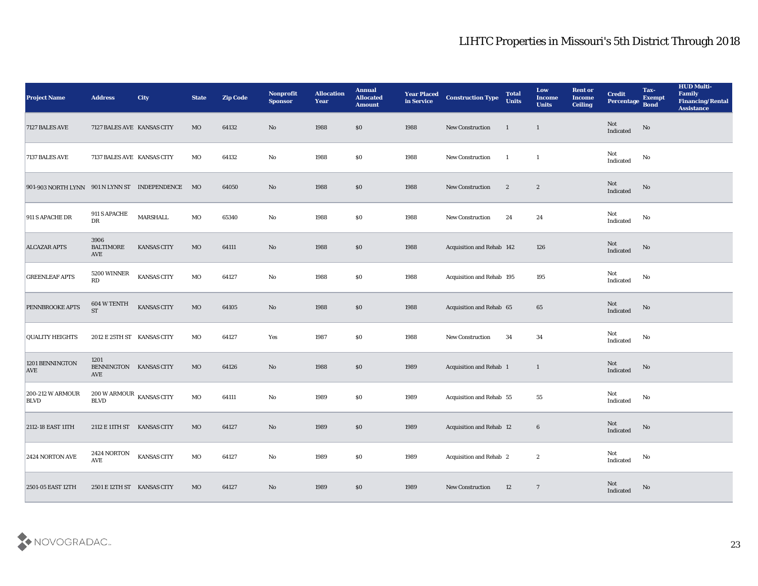# LIHTC Properties in Missouri's 5th District Through 2018

| Project Name | Address | City | State | Zip Code | Nonprofit Sponsor | Allocation Year | Annual Allocated Amount | Year Placed in Service | Construction Type | Total Units | Low Income Units | Rent or Income Ceiling | Credit Percentage | Tax-Exempt Bond | HUD Multi-Family Financing/Rental Assistance |
|---|---|---|---|---|---|---|---|---|---|---|---|---|---|---|---|
| 7127 BALES AVE | 7127 BALES AVE | KANSAS CITY | MO | 64132 | No | 1988 | $0 | 1988 | New Construction | 1 | 1 | | Not Indicated | No | |
| 7137 BALES AVE | 7137 BALES AVE | KANSAS CITY | MO | 64132 | No | 1988 | $0 | 1988 | New Construction | 1 | 1 | | Not Indicated | No | |
| 901-903 NORTH LYNN | 901 N LYNN ST | INDEPENDENCE | MO | 64050 | No | 1988 | $0 | 1988 | New Construction | 2 | 2 | | Not Indicated | No | |
| 911 S APACHE DR | 911 S APACHE DR | MARSHALL | MO | 65340 | No | 1988 | $0 | 1988 | New Construction | 24 | 24 | | Not Indicated | No | |
| ALCAZAR APTS | 3906 BALTIMORE AVE | KANSAS CITY | MO | 64111 | No | 1988 | $0 | 1988 | Acquisition and Rehab | 142 | 126 | | Not Indicated | No | |
| GREENLEAF APTS | 5200 WINNER RD | KANSAS CITY | MO | 64127 | No | 1988 | $0 | 1988 | Acquisition and Rehab | 195 | 195 | | Not Indicated | No | |
| PENNBROOKE APTS | 604 W TENTH ST | KANSAS CITY | MO | 64105 | No | 1988 | $0 | 1988 | Acquisition and Rehab | 65 | 65 | | Not Indicated | No | |
| QUALITY HEIGHTS | 2012 E 25TH ST | KANSAS CITY | MO | 64127 | Yes | 1987 | $0 | 1988 | New Construction | 34 | 34 | | Not Indicated | No | |
| 1201 BENNINGTON AVE | 1201 BENNINGTON AVE | KANSAS CITY | MO | 64126 | No | 1988 | $0 | 1989 | Acquisition and Rehab | 1 | 1 | | Not Indicated | No | |
| 200-212 W ARMOUR BLVD | 200 W ARMOUR BLVD | KANSAS CITY | MO | 64111 | No | 1989 | $0 | 1989 | Acquisition and Rehab | 55 | 55 | | Not Indicated | No | |
| 2112-18 EAST 11TH | 2112 E 11TH ST | KANSAS CITY | MO | 64127 | No | 1989 | $0 | 1989 | Acquisition and Rehab | 12 | 6 | | Not Indicated | No | |
| 2424 NORTON AVE | 2424 NORTON AVE | KANSAS CITY | MO | 64127 | No | 1989 | $0 | 1989 | Acquisition and Rehab | 2 | 2 | | Not Indicated | No | |
| 2501-05 EAST 12TH | 2501 E 12TH ST | KANSAS CITY | MO | 64127 | No | 1989 | $0 | 1989 | New Construction | 12 | 7 | | Not Indicated | No | |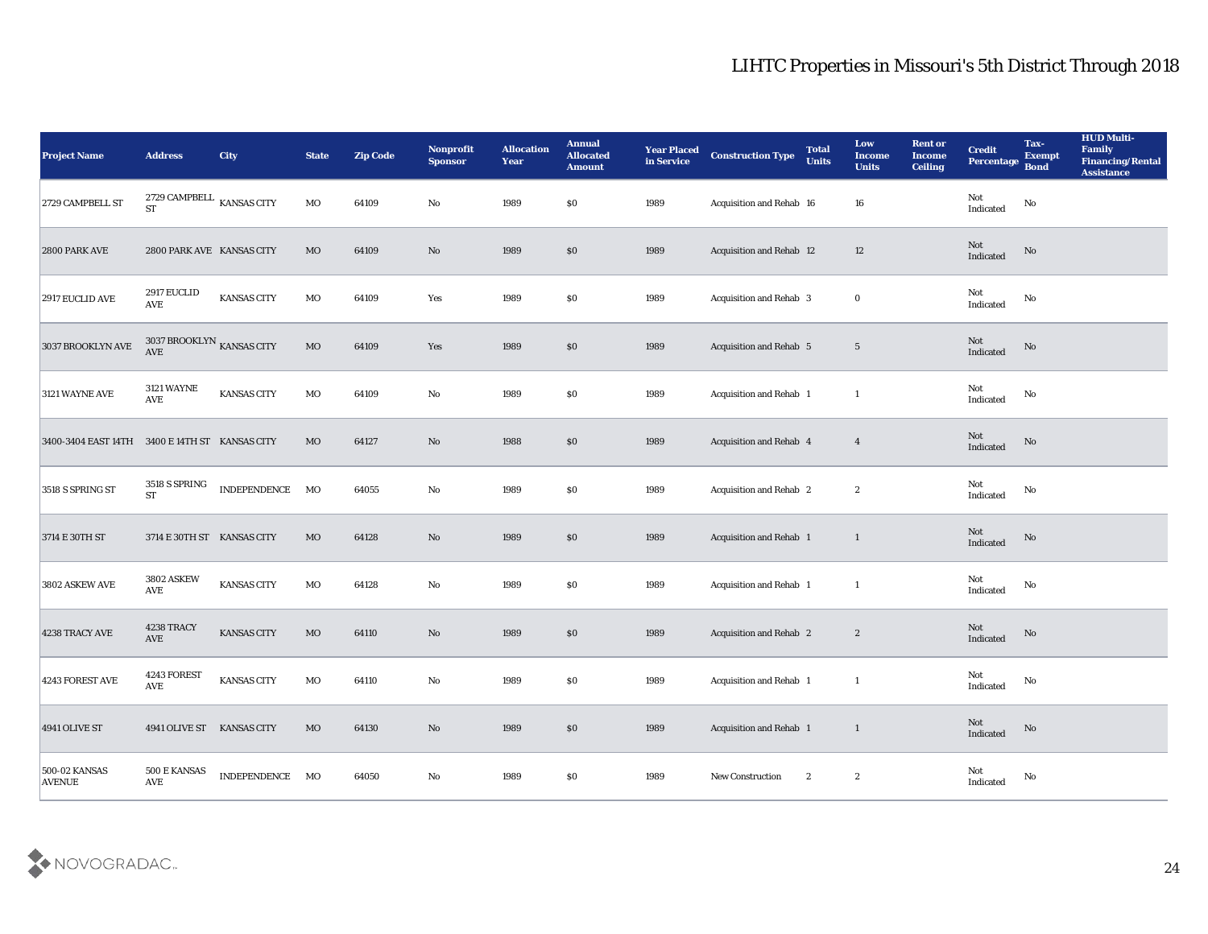# LIHTC Properties in Missouri's 5th District Through 2018

| Project Name | Address | City | State | Zip Code | Nonprofit Sponsor | Allocation Year | Annual Allocated Amount | Year Placed in Service | Construction Type | Total Units | Low Income Units | Rent or Income Ceiling | Credit Percentage | Tax-Exempt Bond | HUD Multi-Family Financing/Rental Assistance |
|---|---|---|---|---|---|---|---|---|---|---|---|---|---|---|---|
| 2729 CAMPBELL ST | 2729 CAMPBELL ST | KANSAS CITY | MO | 64109 | No | 1989 | $0 | 1989 | Acquisition and Rehab | 16 | 16 | | Not Indicated | No | |
| 2800 PARK AVE | 2800 PARK AVE | KANSAS CITY | MO | 64109 | No | 1989 | $0 | 1989 | Acquisition and Rehab | 12 | 12 | | Not Indicated | No | |
| 2917 EUCLID AVE | 2917 EUCLID AVE | KANSAS CITY | MO | 64109 | Yes | 1989 | $0 | 1989 | Acquisition and Rehab | 3 | 0 | | Not Indicated | No | |
| 3037 BROOKLYN AVE | 3037 BROOKLYN AVE | KANSAS CITY | MO | 64109 | Yes | 1989 | $0 | 1989 | Acquisition and Rehab | 5 | 5 | | Not Indicated | No | |
| 3121 WAYNE AVE | 3121 WAYNE AVE | KANSAS CITY | MO | 64109 | No | 1989 | $0 | 1989 | Acquisition and Rehab | 1 | 1 | | Not Indicated | No | |
| 3400-3404 EAST 14TH | 3400 E 14TH ST | KANSAS CITY | MO | 64127 | No | 1988 | $0 | 1989 | Acquisition and Rehab | 4 | 4 | | Not Indicated | No | |
| 3518 S SPRING ST | 3518 S SPRING ST | INDEPENDENCE | MO | 64055 | No | 1989 | $0 | 1989 | Acquisition and Rehab | 2 | 2 | | Not Indicated | No | |
| 3714 E 30TH ST | 3714 E 30TH ST | KANSAS CITY | MO | 64128 | No | 1989 | $0 | 1989 | Acquisition and Rehab | 1 | 1 | | Not Indicated | No | |
| 3802 ASKEW AVE | 3802 ASKEW AVE | KANSAS CITY | MO | 64128 | No | 1989 | $0 | 1989 | Acquisition and Rehab | 1 | 1 | | Not Indicated | No | |
| 4238 TRACY AVE | 4238 TRACY AVE | KANSAS CITY | MO | 64110 | No | 1989 | $0 | 1989 | Acquisition and Rehab | 2 | 2 | | Not Indicated | No | |
| 4243 FOREST AVE | 4243 FOREST AVE | KANSAS CITY | MO | 64110 | No | 1989 | $0 | 1989 | Acquisition and Rehab | 1 | 1 | | Not Indicated | No | |
| 4941 OLIVE ST | 4941 OLIVE ST | KANSAS CITY | MO | 64130 | No | 1989 | $0 | 1989 | Acquisition and Rehab | 1 | 1 | | Not Indicated | No | |
| 500-02 KANSAS AVENUE | 500 E KANSAS AVE | INDEPENDENCE | MO | 64050 | No | 1989 | $0 | 1989 | New Construction | 2 | 2 | | Not Indicated | No | |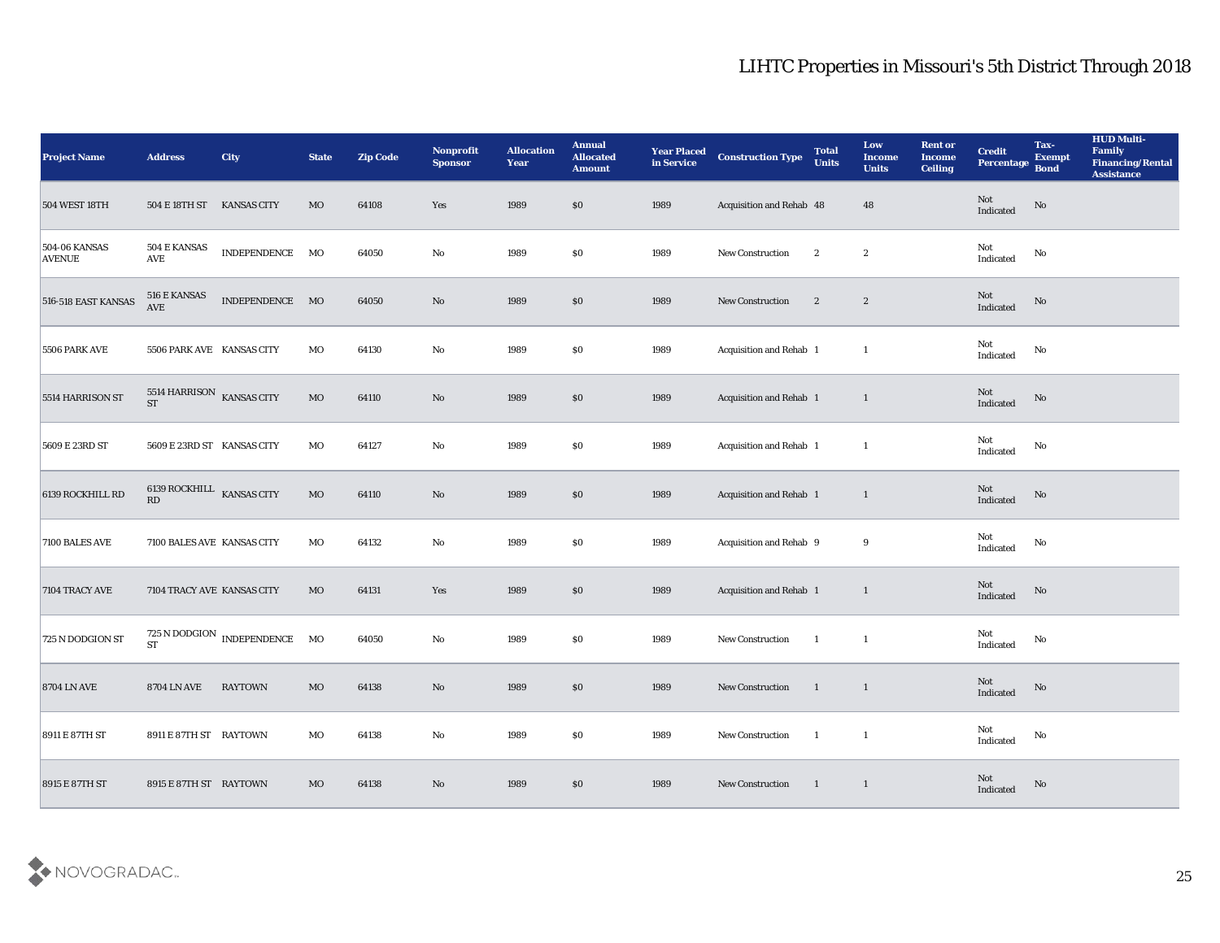# LIHTC Properties in Missouri's 5th District Through 2018

| Project Name | Address | City | State | Zip Code | Nonprofit Sponsor | Allocation Year | Annual Allocated Amount | Year Placed in Service | Construction Type | Total Units | Low Income Units | Rent or Income Ceiling | Credit Percentage | Tax-Exempt Bond | HUD Multi-Family Financing/Rental Assistance |
|---|---|---|---|---|---|---|---|---|---|---|---|---|---|---|---|
| 504 WEST 18TH | 504 E 18TH ST | KANSAS CITY | MO | 64108 | Yes | 1989 | $0 | 1989 | Acquisition and Rehab | 48 | 48 | | Not Indicated | No | |
| 504-06 KANSAS AVENUE | 504 E KANSAS AVE | INDEPENDENCE | MO | 64050 | No | 1989 | $0 | 1989 | New Construction | 2 | 2 | | Not Indicated | No | |
| 516-518 EAST KANSAS | 516 E KANSAS AVE | INDEPENDENCE | MO | 64050 | No | 1989 | $0 | 1989 | New Construction | 2 | 2 | | Not Indicated | No | |
| 5506 PARK AVE | 5506 PARK AVE | KANSAS CITY | MO | 64130 | No | 1989 | $0 | 1989 | Acquisition and Rehab | 1 | 1 | | Not Indicated | No | |
| 5514 HARRISON ST | 5514 HARRISON ST | KANSAS CITY | MO | 64110 | No | 1989 | $0 | 1989 | Acquisition and Rehab | 1 | 1 | | Not Indicated | No | |
| 5609 E 23RD ST | 5609 E 23RD ST | KANSAS CITY | MO | 64127 | No | 1989 | $0 | 1989 | Acquisition and Rehab | 1 | 1 | | Not Indicated | No | |
| 6139 ROCKHILL RD | 6139 ROCKHILL RD | KANSAS CITY | MO | 64110 | No | 1989 | $0 | 1989 | Acquisition and Rehab | 1 | 1 | | Not Indicated | No | |
| 7100 BALES AVE | 7100 BALES AVE | KANSAS CITY | MO | 64132 | No | 1989 | $0 | 1989 | Acquisition and Rehab | 9 | 9 | | Not Indicated | No | |
| 7104 TRACY AVE | 7104 TRACY AVE | KANSAS CITY | MO | 64131 | Yes | 1989 | $0 | 1989 | Acquisition and Rehab | 1 | 1 | | Not Indicated | No | |
| 725 N DODGION ST | 725 N DODGION ST | INDEPENDENCE | MO | 64050 | No | 1989 | $0 | 1989 | New Construction | 1 | 1 | | Not Indicated | No | |
| 8704 LN AVE | 8704 LN AVE | RAYTOWN | MO | 64138 | No | 1989 | $0 | 1989 | New Construction | 1 | 1 | | Not Indicated | No | |
| 8911 E 87TH ST | 8911 E 87TH ST | RAYTOWN | MO | 64138 | No | 1989 | $0 | 1989 | New Construction | 1 | 1 | | Not Indicated | No | |
| 8915 E 87TH ST | 8915 E 87TH ST | RAYTOWN | MO | 64138 | No | 1989 | $0 | 1989 | New Construction | 1 | 1 | | Not Indicated | No | |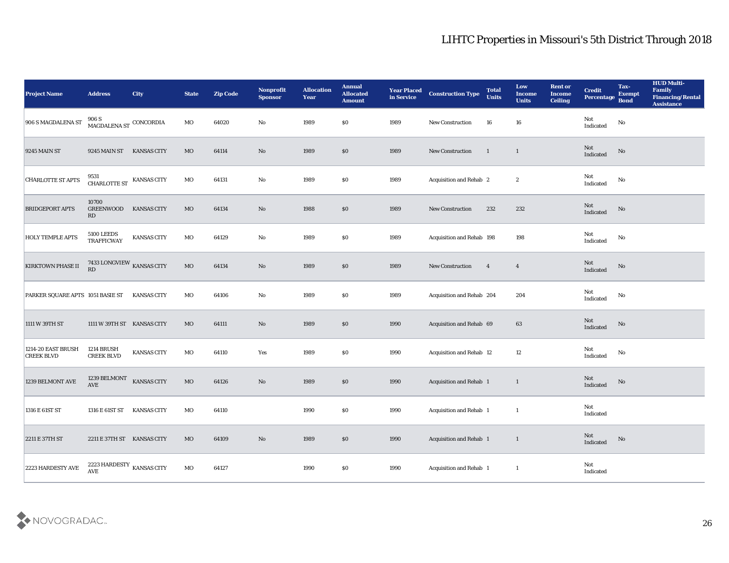# LIHTC Properties in Missouri's 5th District Through 2018

| Project Name | Address | City | State | Zip Code | Nonprofit Sponsor | Allocation Year | Annual Allocated Amount | Year Placed in Service | Construction Type | Total Units | Low Income Units | Rent or Income Ceiling | Credit Percentage | Tax-Exempt Bond | HUD Multi-Family Financing/Rental Assistance |
|---|---|---|---|---|---|---|---|---|---|---|---|---|---|---|---|
| 906 S MAGDALENA ST | 906 S MAGDALENA ST | CONCORDIA | MO | 64020 | No | 1989 | $0 | 1989 | New Construction | 16 | 16 | | Not Indicated | No | |
| 9245 MAIN ST | 9245 MAIN ST | KANSAS CITY | MO | 64114 | No | 1989 | $0 | 1989 | New Construction | 1 | 1 | | Not Indicated | No | |
| CHARLOTTE ST APTS | 9531 CHARLOTTE ST | KANSAS CITY | MO | 64131 | No | 1989 | $0 | 1989 | Acquisition and Rehab | 2 | 2 | | Not Indicated | No | |
| BRIDGEPORT APTS | 10700 GREENWOOD RD | KANSAS CITY | MO | 64134 | No | 1988 | $0 | 1989 | New Construction | 232 | 232 | | Not Indicated | No | |
| HOLY TEMPLE APTS | 5100 LEEDS TRAFFICWAY | KANSAS CITY | MO | 64129 | No | 1989 | $0 | 1989 | Acquisition and Rehab | 198 | 198 | | Not Indicated | No | |
| KIRKTOWN PHASE II | 7433 LONGVIEW RD | KANSAS CITY | MO | 64134 | No | 1989 | $0 | 1989 | New Construction | 4 | 4 | | Not Indicated | No | |
| PARKER SQUARE APTS | 1051 BASIE ST | KANSAS CITY | MO | 64106 | No | 1989 | $0 | 1989 | Acquisition and Rehab | 204 | 204 | | Not Indicated | No | |
| 1111 W 39TH ST | 1111 W 39TH ST | KANSAS CITY | MO | 64111 | No | 1989 | $0 | 1990 | Acquisition and Rehab | 69 | 63 | | Not Indicated | No | |
| 1214-20 EAST BRUSH CREEK BLVD | 1214 BRUSH CREEK BLVD | KANSAS CITY | MO | 64110 | Yes | 1989 | $0 | 1990 | Acquisition and Rehab | 12 | 12 | | Not Indicated | No | |
| 1239 BELMONT AVE | 1239 BELMONT AVE | KANSAS CITY | MO | 64126 | No | 1989 | $0 | 1990 | Acquisition and Rehab | 1 | 1 | | Not Indicated | No | |
| 1316 E 61ST ST | 1316 E 61ST ST | KANSAS CITY | MO | 64110 | | 1990 | $0 | 1990 | Acquisition and Rehab | 1 | 1 | | Not Indicated | | |
| 2211 E 37TH ST | 2211 E 37TH ST | KANSAS CITY | MO | 64109 | No | 1989 | $0 | 1990 | Acquisition and Rehab | 1 | 1 | | Not Indicated | No | |
| 2223 HARDESTY AVE | 2223 HARDESTY AVE | KANSAS CITY | MO | 64127 | | 1990 | $0 | 1990 | Acquisition and Rehab | 1 | 1 | | Not Indicated | | |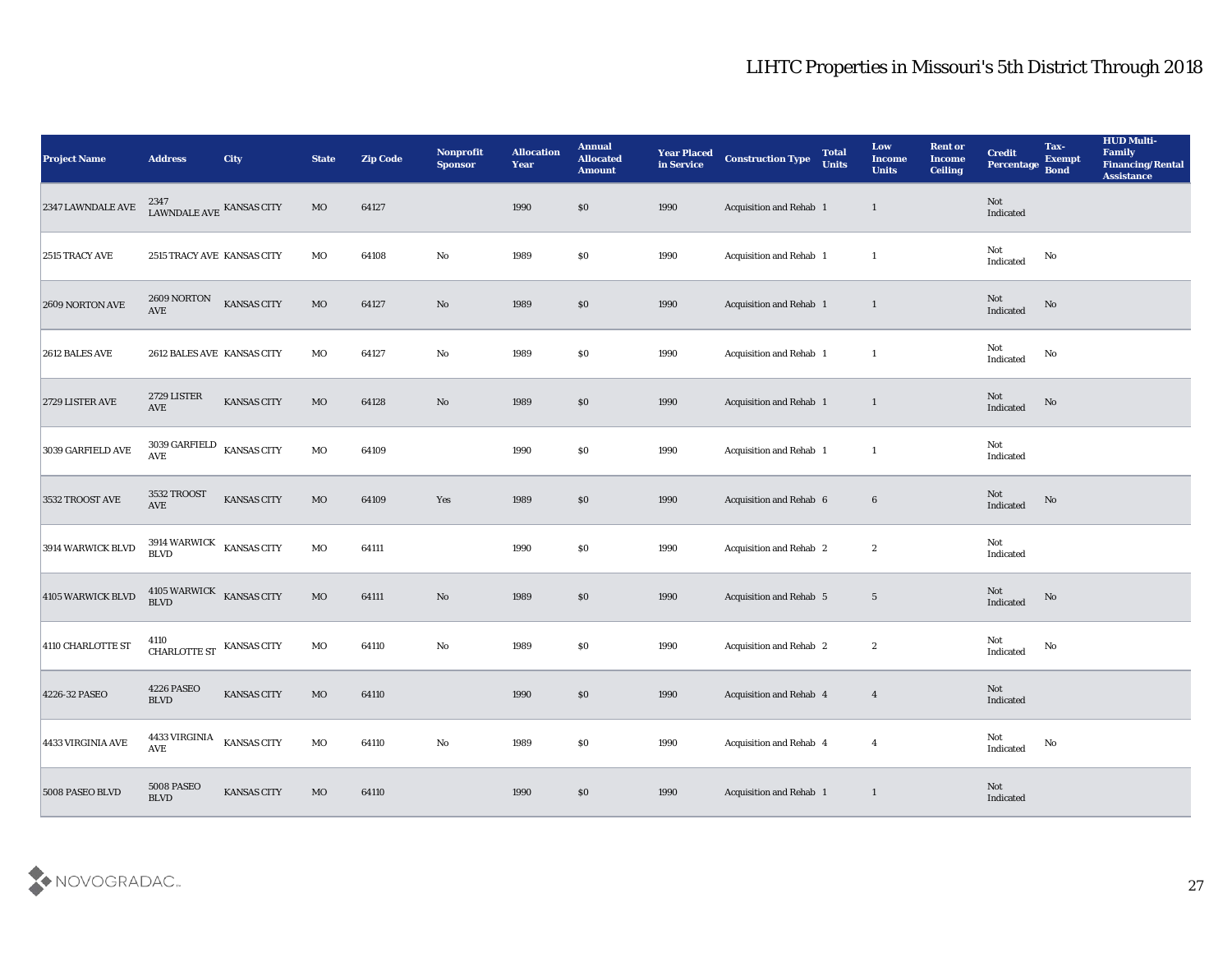# LIHTC Properties in Missouri's 5th District Through 2018

| Project Name | Address | City | State | Zip Code | Nonprofit Sponsor | Allocation Year | Annual Allocated Amount | Year Placed in Service | Construction Type | Total Units | Low Income Units | Rent or Income Ceiling | Credit Percentage | Tax-Exempt Bond | HUD Multi-Family Financing/Rental Assistance |
|---|---|---|---|---|---|---|---|---|---|---|---|---|---|---|---|
| 2347 LAWNDALE AVE | 2347 LAWNDALE AVE | KANSAS CITY | MO | 64127 | | 1990 | $0 | 1990 | Acquisition and Rehab | 1 | 1 | | Not Indicated | | |
| 2515 TRACY AVE | 2515 TRACY AVE | KANSAS CITY | MO | 64108 | No | 1989 | $0 | 1990 | Acquisition and Rehab | 1 | 1 | | Not Indicated | No | |
| 2609 NORTON AVE | 2609 NORTON AVE | KANSAS CITY | MO | 64127 | No | 1989 | $0 | 1990 | Acquisition and Rehab | 1 | 1 | | Not Indicated | No | |
| 2612 BALES AVE | 2612 BALES AVE | KANSAS CITY | MO | 64127 | No | 1989 | $0 | 1990 | Acquisition and Rehab | 1 | 1 | | Not Indicated | No | |
| 2729 LISTER AVE | 2729 LISTER AVE | KANSAS CITY | MO | 64128 | No | 1989 | $0 | 1990 | Acquisition and Rehab | 1 | 1 | | Not Indicated | No | |
| 3039 GARFIELD AVE | 3039 GARFIELD AVE | KANSAS CITY | MO | 64109 | | 1990 | $0 | 1990 | Acquisition and Rehab | 1 | 1 | | Not Indicated | | |
| 3532 TROOST AVE | 3532 TROOST AVE | KANSAS CITY | MO | 64109 | Yes | 1989 | $0 | 1990 | Acquisition and Rehab | 6 | 6 | | Not Indicated | No | |
| 3914 WARWICK BLVD | 3914 WARWICK BLVD | KANSAS CITY | MO | 64111 | | 1990 | $0 | 1990 | Acquisition and Rehab | 2 | 2 | | Not Indicated | | |
| 4105 WARWICK BLVD | 4105 WARWICK BLVD | KANSAS CITY | MO | 64111 | No | 1989 | $0 | 1990 | Acquisition and Rehab | 5 | 5 | | Not Indicated | No | |
| 4110 CHARLOTTE ST | 4110 CHARLOTTE ST | KANSAS CITY | MO | 64110 | No | 1989 | $0 | 1990 | Acquisition and Rehab | 2 | 2 | | Not Indicated | No | |
| 4226-32 PASEO | 4226 PASEO BLVD | KANSAS CITY | MO | 64110 | | 1990 | $0 | 1990 | Acquisition and Rehab | 4 | 4 | | Not Indicated | | |
| 4433 VIRGINIA AVE | 4433 VIRGINIA AVE | KANSAS CITY | MO | 64110 | No | 1989 | $0 | 1990 | Acquisition and Rehab | 4 | 4 | | Not Indicated | No | |
| 5008 PASEO BLVD | 5008 PASEO BLVD | KANSAS CITY | MO | 64110 | | 1990 | $0 | 1990 | Acquisition and Rehab | 1 | 1 | | Not Indicated | | |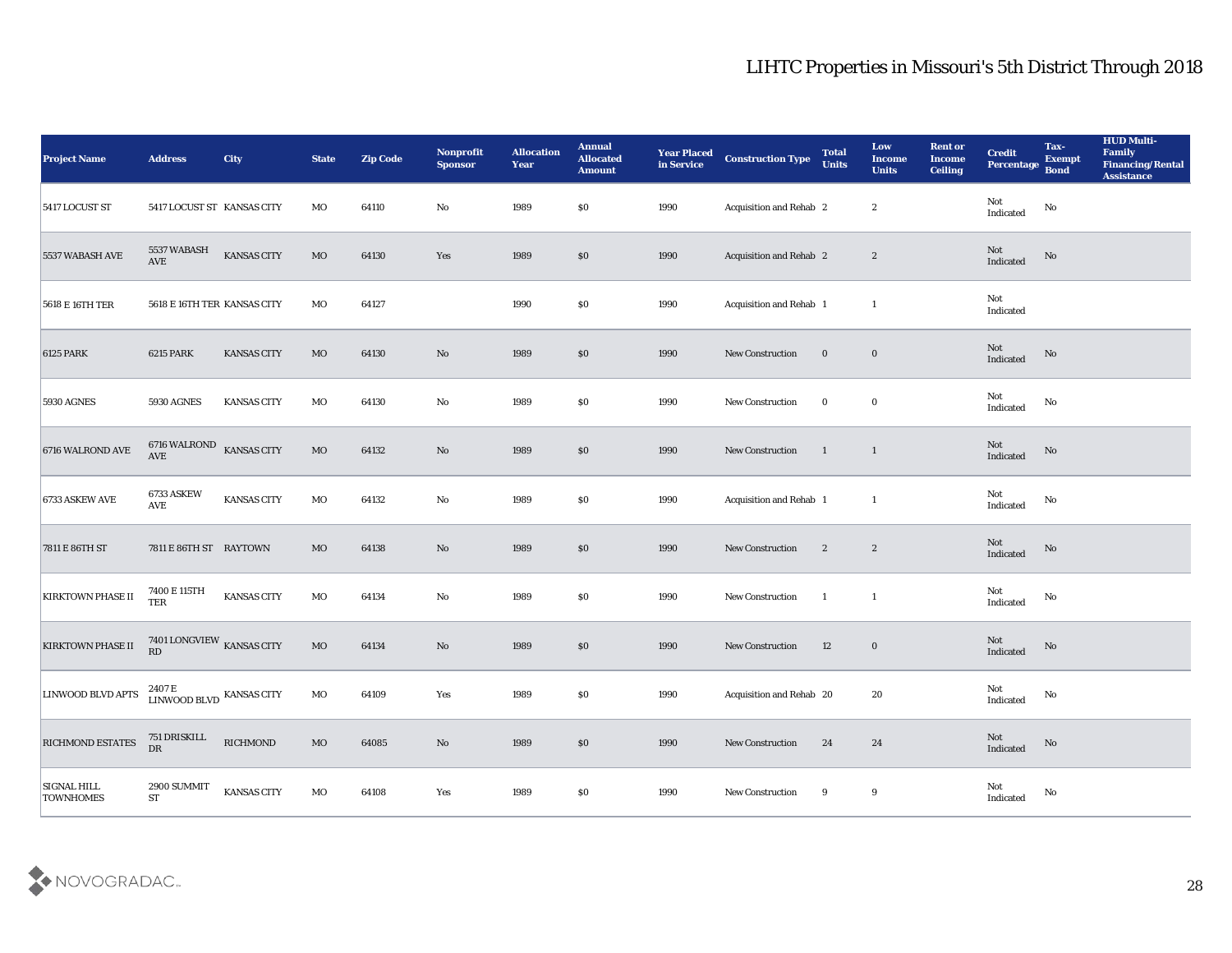## LIHTC Properties in Missouri's 5th District Through 2018

| Project Name | Address | City | State | Zip Code | Nonprofit Sponsor | Allocation Year | Annual Allocated Amount | Year Placed in Service | Construction Type | Total Units | Low Income Units | Rent or Income Ceiling | Credit Percentage | Tax-Exempt Bond | HUD Multi-Family Financing/Rental Assistance |
|---|---|---|---|---|---|---|---|---|---|---|---|---|---|---|---|
| 5417 LOCUST ST | 5417 LOCUST ST | KANSAS CITY | MO | 64110 | No | 1989 | $0 | 1990 | Acquisition and Rehab | 2 | 2 | | Not Indicated | No | |
| 5537 WABASH AVE | 5537 WABASH AVE | KANSAS CITY | MO | 64130 | Yes | 1989 | $0 | 1990 | Acquisition and Rehab | 2 | 2 | | Not Indicated | No | |
| 5618 E 16TH TER | 5618 E 16TH TER | KANSAS CITY | MO | 64127 | | 1990 | $0 | 1990 | Acquisition and Rehab | 1 | 1 | | Not Indicated | | |
| 6125 PARK | 6215 PARK | KANSAS CITY | MO | 64130 | No | 1989 | $0 | 1990 | New Construction | 0 | 0 | | Not Indicated | No | |
| 5930 AGNES | 5930 AGNES | KANSAS CITY | MO | 64130 | No | 1989 | $0 | 1990 | New Construction | 0 | 0 | | Not Indicated | No | |
| 6716 WALROND AVE | 6716 WALROND AVE | KANSAS CITY | MO | 64132 | No | 1989 | $0 | 1990 | New Construction | 1 | 1 | | Not Indicated | No | |
| 6733 ASKEW AVE | 6733 ASKEW AVE | KANSAS CITY | MO | 64132 | No | 1989 | $0 | 1990 | Acquisition and Rehab | 1 | 1 | | Not Indicated | No | |
| 7811 E 86TH ST | 7811 E 86TH ST | RAYTOWN | MO | 64138 | No | 1989 | $0 | 1990 | New Construction | 2 | 2 | | Not Indicated | No | |
| KIRKTOWN PHASE II | 7400 E 115TH TER | KANSAS CITY | MO | 64134 | No | 1989 | $0 | 1990 | New Construction | 1 | 1 | | Not Indicated | No | |
| KIRKTOWN PHASE II | 7401 LONGVIEW RD | KANSAS CITY | MO | 64134 | No | 1989 | $0 | 1990 | New Construction | 12 | 0 | | Not Indicated | No | |
| LINWOOD BLVD APTS | 2407 E LINWOOD BLVD | KANSAS CITY | MO | 64109 | Yes | 1989 | $0 | 1990 | Acquisition and Rehab | 20 | 20 | | Not Indicated | No | |
| RICHMOND ESTATES | 751 DRISKILL DR | RICHMOND | MO | 64085 | No | 1989 | $0 | 1990 | New Construction | 24 | 24 | | Not Indicated | No | |
| SIGNAL HILL TOWNHOMES | 2900 SUMMIT ST | KANSAS CITY | MO | 64108 | Yes | 1989 | $0 | 1990 | New Construction | 9 | 9 | | Not Indicated | No | |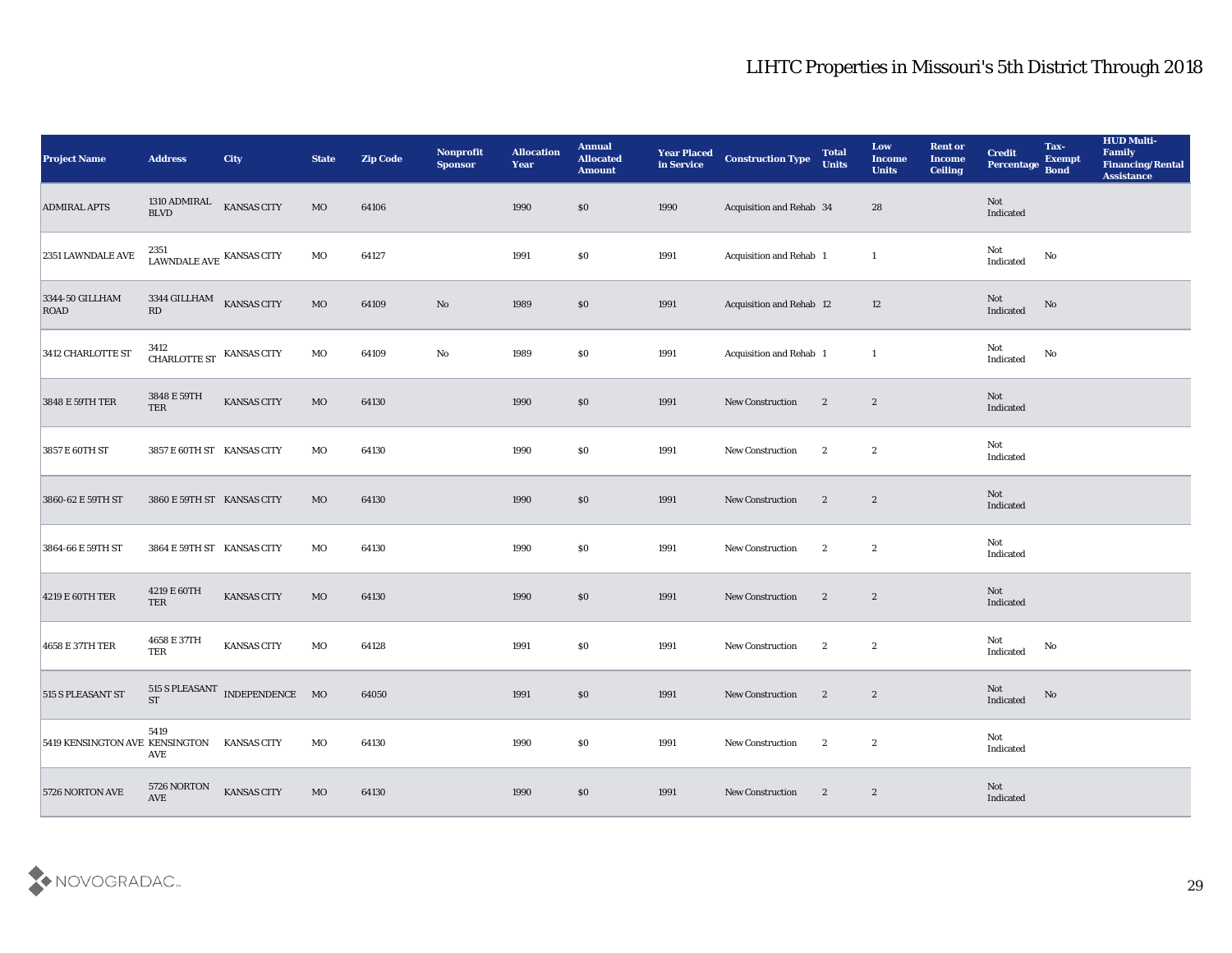# LIHTC Properties in Missouri's 5th District Through 2018

| Project Name | Address | City | State | Zip Code | Nonprofit Sponsor | Allocation Year | Annual Allocated Amount | Year Placed in Service | Construction Type | Total Units | Low Income Units | Rent or Income Ceiling | Credit Percentage | Tax-Exempt Bond | HUD Multi-Family Financing/Rental Assistance |
|---|---|---|---|---|---|---|---|---|---|---|---|---|---|---|---|
| ADMIRAL APTS | 1310 ADMIRAL BLVD | KANSAS CITY | MO | 64106 | | 1990 | $0 | 1990 | Acquisition and Rehab | 34 | 28 | | Not Indicated | | |
| 2351 LAWNDALE AVE | 2351 LAWNDALE AVE | KANSAS CITY | MO | 64127 | | 1991 | $0 | 1991 | Acquisition and Rehab | 1 | 1 | | Not Indicated | No | |
| 3344-50 GILLHAM ROAD | 3344 GILLHAM RD | KANSAS CITY | MO | 64109 | No | 1989 | $0 | 1991 | Acquisition and Rehab | 12 | 12 | | Not Indicated | No | |
| 3412 CHARLOTTE ST | 3412 CHARLOTTE ST | KANSAS CITY | MO | 64109 | No | 1989 | $0 | 1991 | Acquisition and Rehab | 1 | 1 | | Not Indicated | No | |
| 3848 E 59TH TER | 3848 E 59TH TER | KANSAS CITY | MO | 64130 | | 1990 | $0 | 1991 | New Construction | 2 | 2 | | Not Indicated | | |
| 3857 E 60TH ST | 3857 E 60TH ST | KANSAS CITY | MO | 64130 | | 1990 | $0 | 1991 | New Construction | 2 | 2 | | Not Indicated | | |
| 3860-62 E 59TH ST | 3860 E 59TH ST | KANSAS CITY | MO | 64130 | | 1990 | $0 | 1991 | New Construction | 2 | 2 | | Not Indicated | | |
| 3864-66 E 59TH ST | 3864 E 59TH ST | KANSAS CITY | MO | 64130 | | 1990 | $0 | 1991 | New Construction | 2 | 2 | | Not Indicated | | |
| 4219 E 60TH TER | 4219 E 60TH TER | KANSAS CITY | MO | 64130 | | 1990 | $0 | 1991 | New Construction | 2 | 2 | | Not Indicated | | |
| 4658 E 37TH TER | 4658 E 37TH TER | KANSAS CITY | MO | 64128 | | 1991 | $0 | 1991 | New Construction | 2 | 2 | | Not Indicated | No | |
| 515 S PLEASANT ST | 515 S PLEASANT ST | INDEPENDENCE | MO | 64050 | | 1991 | $0 | 1991 | New Construction | 2 | 2 | | Not Indicated | No | |
| 5419 KENSINGTON AVE | 5419 KENSINGTON AVE | KANSAS CITY | MO | 64130 | | 1990 | $0 | 1991 | New Construction | 2 | 2 | | Not Indicated | | |
| 5726 NORTON AVE | 5726 NORTON AVE | KANSAS CITY | MO | 64130 | | 1990 | $0 | 1991 | New Construction | 2 | 2 | | Not Indicated | | |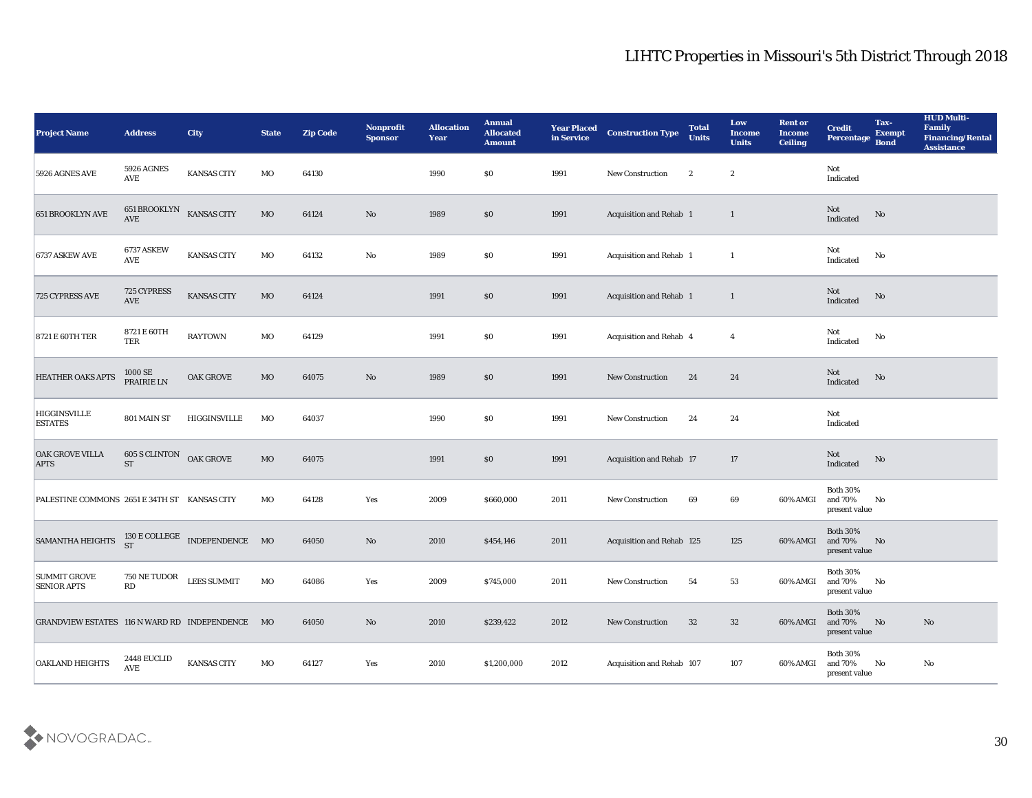# LIHTC Properties in Missouri's 5th District Through 2018

| Project Name | Address | City | State | Zip Code | Nonprofit Sponsor | Allocation Year | Annual Allocated Amount | Year Placed in Service | Construction Type | Total Units | Low Income Units | Rent or Income Ceiling | Credit Percentage | Tax-Exempt Bond | HUD Multi-Family Financing/Rental Assistance |
|---|---|---|---|---|---|---|---|---|---|---|---|---|---|---|---|
| 5926 AGNES AVE | 5926 AGNES AVE | KANSAS CITY | MO | 64130 | | 1990 | $0 | 1991 | New Construction | 2 | 2 | | Not Indicated | | |
| 651 BROOKLYN AVE | 651 BROOKLYN AVE | KANSAS CITY | MO | 64124 | No | 1989 | $0 | 1991 | Acquisition and Rehab | 1 | 1 | | Not Indicated | No | |
| 6737 ASKEW AVE | 6737 ASKEW AVE | KANSAS CITY | MO | 64132 | No | 1989 | $0 | 1991 | Acquisition and Rehab | 1 | 1 | | Not Indicated | No | |
| 725 CYPRESS AVE | 725 CYPRESS AVE | KANSAS CITY | MO | 64124 | | 1991 | $0 | 1991 | Acquisition and Rehab | 1 | 1 | | Not Indicated | No | |
| 8721 E 60TH TER | 8721 E 60TH TER | RAYTOWN | MO | 64129 | | 1991 | $0 | 1991 | Acquisition and Rehab | 4 | 4 | | Not Indicated | No | |
| HEATHER OAKS APTS | 1000 SE PRAIRIE LN | OAK GROVE | MO | 64075 | No | 1989 | $0 | 1991 | New Construction | 24 | 24 | | Not Indicated | No | |
| HIGGINSVILLE ESTATES | 801 MAIN ST | HIGGINSVILLE | MO | 64037 | | 1990 | $0 | 1991 | New Construction | 24 | 24 | | Not Indicated | | |
| OAK GROVE VILLA APTS | 605 S CLINTON ST | OAK GROVE | MO | 64075 | | 1991 | $0 | 1991 | Acquisition and Rehab | 17 | 17 | | Not Indicated | No | |
| PALESTINE COMMONS | 2651 E 34TH ST | KANSAS CITY | MO | 64128 | Yes | 2009 | $660,000 | 2011 | New Construction | 69 | 69 | 60% AMGI | Both 30% and 70% present value | No | |
| SAMANTHA HEIGHTS | 130 E COLLEGE ST | INDEPENDENCE | MO | 64050 | No | 2010 | $454,146 | 2011 | Acquisition and Rehab | 125 | 125 | 60% AMGI | Both 30% and 70% present value | No | |
| SUMMIT GROVE SENIOR APTS | 750 NE TUDOR RD | LEES SUMMIT | MO | 64086 | Yes | 2009 | $745,000 | 2011 | New Construction | 54 | 53 | 60% AMGI | Both 30% and 70% present value | No | |
| GRANDVIEW ESTATES | 116 N WARD RD | INDEPENDENCE | MO | 64050 | No | 2010 | $239,422 | 2012 | New Construction | 32 | 32 | 60% AMGI | Both 30% and 70% present value | No | No |
| OAKLAND HEIGHTS | 2448 EUCLID AVE | KANSAS CITY | MO | 64127 | Yes | 2010 | $1,200,000 | 2012 | Acquisition and Rehab | 107 | 107 | 60% AMGI | Both 30% and 70% present value | No | No |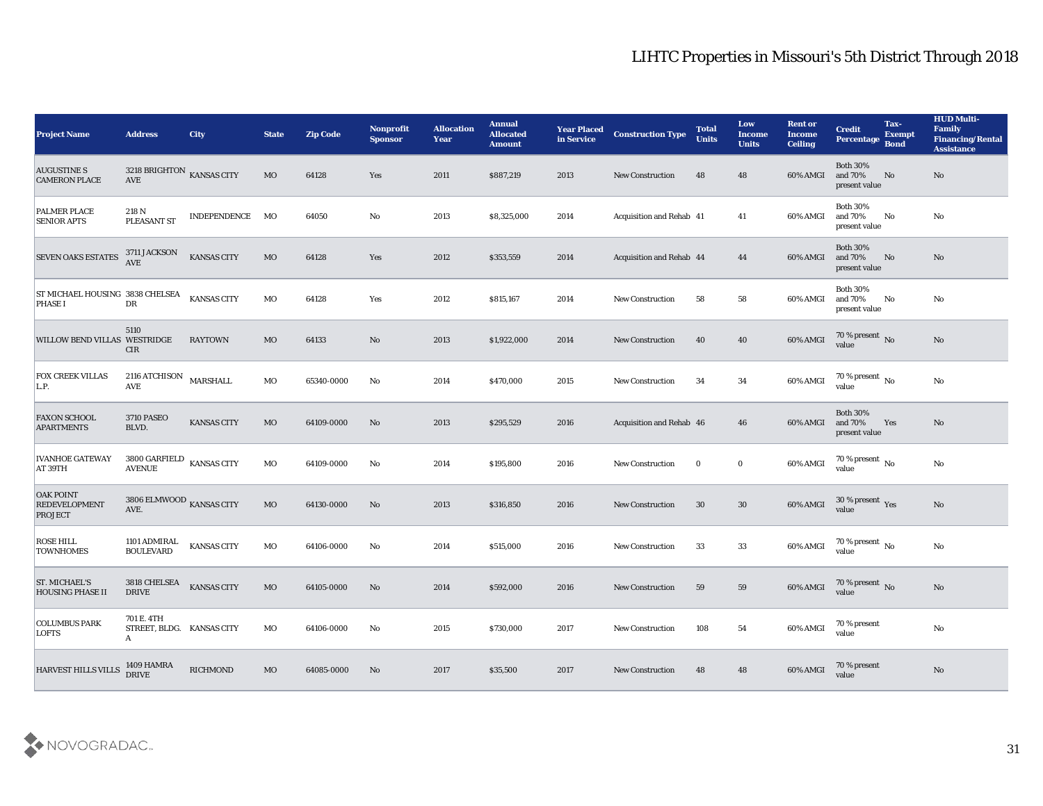# LIHTC Properties in Missouri's 5th District Through 2018

| Project Name | Address | City | State | Zip Code | Nonprofit Sponsor | Allocation Year | Annual Allocated Amount | Year Placed in Service | Construction Type | Total Units | Low Income Units | Rent or Income Ceiling | Credit Percentage | Tax-Exempt Bond | HUD Multi-Family Financing/Rental Assistance |
|---|---|---|---|---|---|---|---|---|---|---|---|---|---|---|---|
| AUGUSTINE S CAMERON PLACE | 3218 BRIGHTON AVE | KANSAS CITY | MO | 64128 | Yes | 2011 | $887,219 | 2013 | New Construction | 48 | 48 | 60% AMGI | Both 30% and 70% present value | No | No |
| PALMER PLACE SENIOR APTS | 218 N PLEASANT ST | INDEPENDENCE | MO | 64050 | No | 2013 | $8,325,000 | 2014 | Acquisition and Rehab | 41 | 41 | 60% AMGI | Both 30% and 70% present value | No | No |
| SEVEN OAKS ESTATES | 3711 JACKSON AVE | KANSAS CITY | MO | 64128 | Yes | 2012 | $353,559 | 2014 | Acquisition and Rehab | 44 | 44 | 60% AMGI | Both 30% and 70% present value | No | No |
| ST MICHAEL HOUSING PHASE I | 3838 CHELSEA DR | KANSAS CITY | MO | 64128 | Yes | 2012 | $815,167 | 2014 | New Construction | 58 | 58 | 60% AMGI | Both 30% and 70% present value | No | No |
| WILLOW BEND VILLAS | 5110 WESTRIDGE CIR | RAYTOWN | MO | 64133 | No | 2013 | $1,922,000 | 2014 | New Construction | 40 | 40 | 60% AMGI | 70 % present value | No | No |
| FOX CREEK VILLAS L.P. | 2116 ATCHISON AVE | MARSHALL | MO | 65340-0000 | No | 2014 | $470,000 | 2015 | New Construction | 34 | 34 | 60% AMGI | 70 % present value | No | No |
| FAXON SCHOOL APARTMENTS | 3710 PASEO BLVD. | KANSAS CITY | MO | 64109-0000 | No | 2013 | $295,529 | 2016 | Acquisition and Rehab | 46 | 46 | 60% AMGI | Both 30% and 70% present value | Yes | No |
| IVANHOE GATEWAY AT 39TH | 3800 GARFIELD AVENUE | KANSAS CITY | MO | 64109-0000 | No | 2014 | $195,800 | 2016 | New Construction | 0 | 0 | 60% AMGI | 70 % present value | No | No |
| OAK POINT REDEVELOPMENT PROJECT | 3806 ELMWOOD AVE. | KANSAS CITY | MO | 64130-0000 | No | 2013 | $316,850 | 2016 | New Construction | 30 | 30 | 60% AMGI | 30 % present value | Yes | No |
| ROSE HILL TOWNHOMES | 1101 ADMIRAL BOULEVARD | KANSAS CITY | MO | 64106-0000 | No | 2014 | $515,000 | 2016 | New Construction | 33 | 33 | 60% AMGI | 70 % present value | No | No |
| ST. MICHAEL'S HOUSING PHASE II | 3818 CHELSEA DRIVE | KANSAS CITY | MO | 64105-0000 | No | 2014 | $592,000 | 2016 | New Construction | 59 | 59 | 60% AMGI | 70 % present value | No | No |
| COLUMBUS PARK LOFTS | 701 E. 4TH STREET, BLDG. A | KANSAS CITY | MO | 64106-0000 | No | 2015 | $730,000 | 2017 | New Construction | 108 | 54 | 60% AMGI | 70 % present value | | No |
| HARVEST HILLS VILLS | 1409 HAMRA DRIVE | RICHMOND | MO | 64085-0000 | No | 2017 | $35,500 | 2017 | New Construction | 48 | 48 | 60% AMGI | 70 % present value | | No |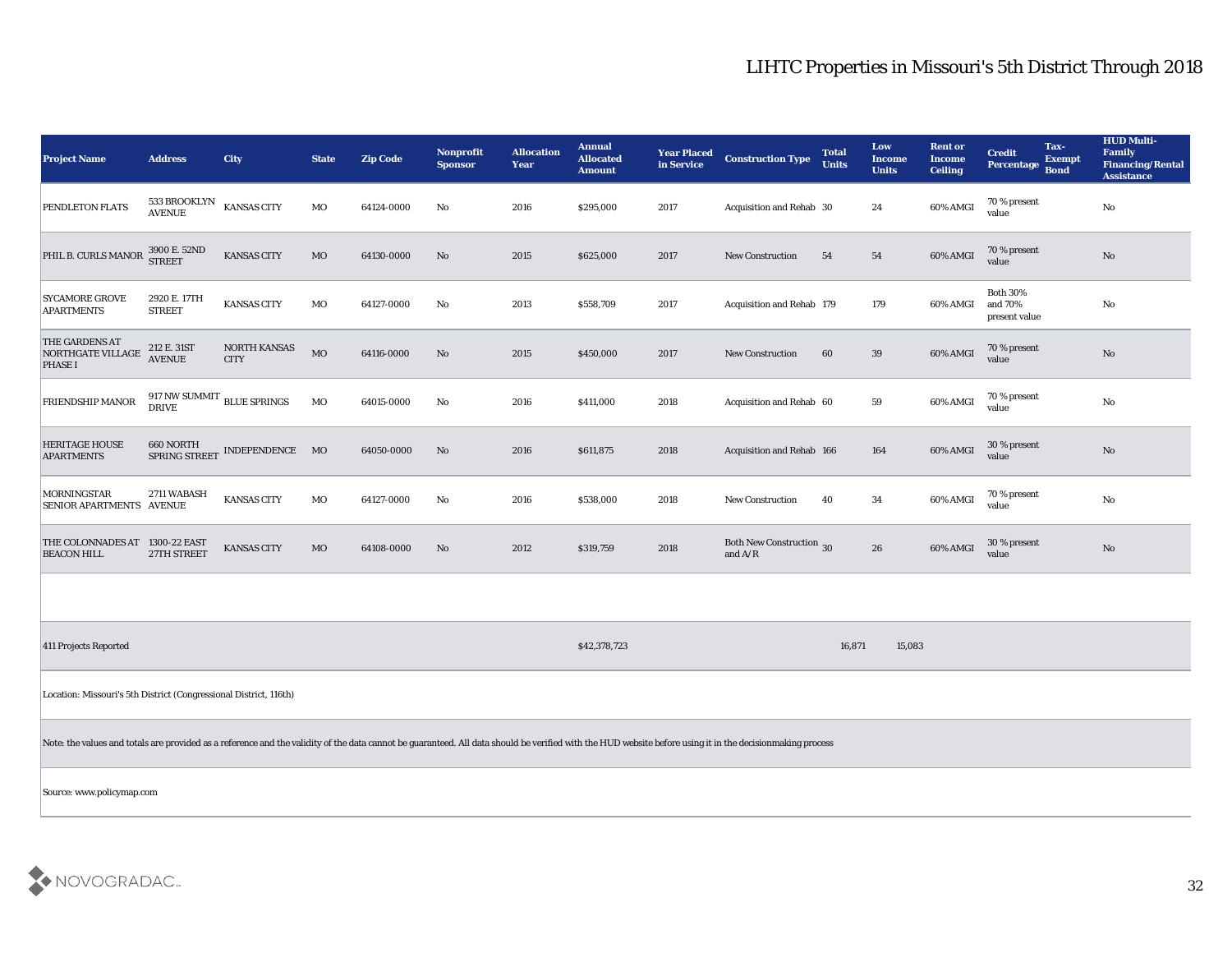# LIHTC Properties in Missouri's 5th District Through 2018

| Project Name | Address | City | State | Zip Code | Nonprofit Sponsor | Allocation Year | Annual Allocated Amount | Year Placed in Service | Construction Type | Total Units | Low Income Units | Rent or Income Ceiling | Credit Percentage | Tax-Exempt Bond | HUD Multi-Family Financing/Rental Assistance |
|---|---|---|---|---|---|---|---|---|---|---|---|---|---|---|---|
| PENDLETON FLATS | 533 BROOKLYN AVENUE | KANSAS CITY | MO | 64124-0000 | No | 2016 | $295,000 | 2017 | Acquisition and Rehab | 30 | 24 | 60% AMGI | 70 % present value | | No |
| PHIL B. CURLS MANOR | 3900 E. 52ND STREET | KANSAS CITY | MO | 64130-0000 | No | 2015 | $625,000 | 2017 | New Construction | 54 | 54 | 60% AMGI | 70 % present value | | No |
| SYCAMORE GROVE APARTMENTS | 2920 E. 17TH STREET | KANSAS CITY | MO | 64127-0000 | No | 2013 | $558,709 | 2017 | Acquisition and Rehab | 179 | 179 | 60% AMGI | Both 30% and 70% present value | | No |
| THE GARDENS AT NORTHGATE VILLAGE PHASE I | 212 E. 31ST AVENUE | NORTH KANSAS CITY | MO | 64116-0000 | No | 2015 | $450,000 | 2017 | New Construction | 60 | 39 | 60% AMGI | 70 % present value | | No |
| FRIENDSHIP MANOR | 917 NW SUMMIT DRIVE | BLUE SPRINGS | MO | 64015-0000 | No | 2016 | $411,000 | 2018 | Acquisition and Rehab | 60 | 59 | 60% AMGI | 70 % present value | | No |
| HERITAGE HOUSE APARTMENTS | 660 NORTH SPRING STREET | INDEPENDENCE | MO | 64050-0000 | No | 2016 | $611,875 | 2018 | Acquisition and Rehab | 166 | 164 | 60% AMGI | 30 % present value | | No |
| MORNINGSTAR SENIOR APARTMENTS | 2711 WABASH AVENUE | KANSAS CITY | MO | 64127-0000 | No | 2016 | $538,000 | 2018 | New Construction | 40 | 34 | 60% AMGI | 70 % present value | | No |
| THE COLONNADES AT BEACON HILL | 1300-22 EAST 27TH STREET | KANSAS CITY | MO | 64108-0000 | No | 2012 | $319,759 | 2018 | Both New Construction and A/R | 30 | 26 | 60% AMGI | 30 % present value | | No |
| | | | | | | | | | | | | | | | |
| 411 Projects Reported | | | | | | | $42,378,723 | | | 16,871 | 15,083 | | | | |

Location: Missouri's 5th District (Congressional District, 116th)

Note: the values and totals are provided as a reference and the validity of the data cannot be guaranteed. All data should be verified with the HUD website before using it in the decisionmaking process

Source: www.policymap.com